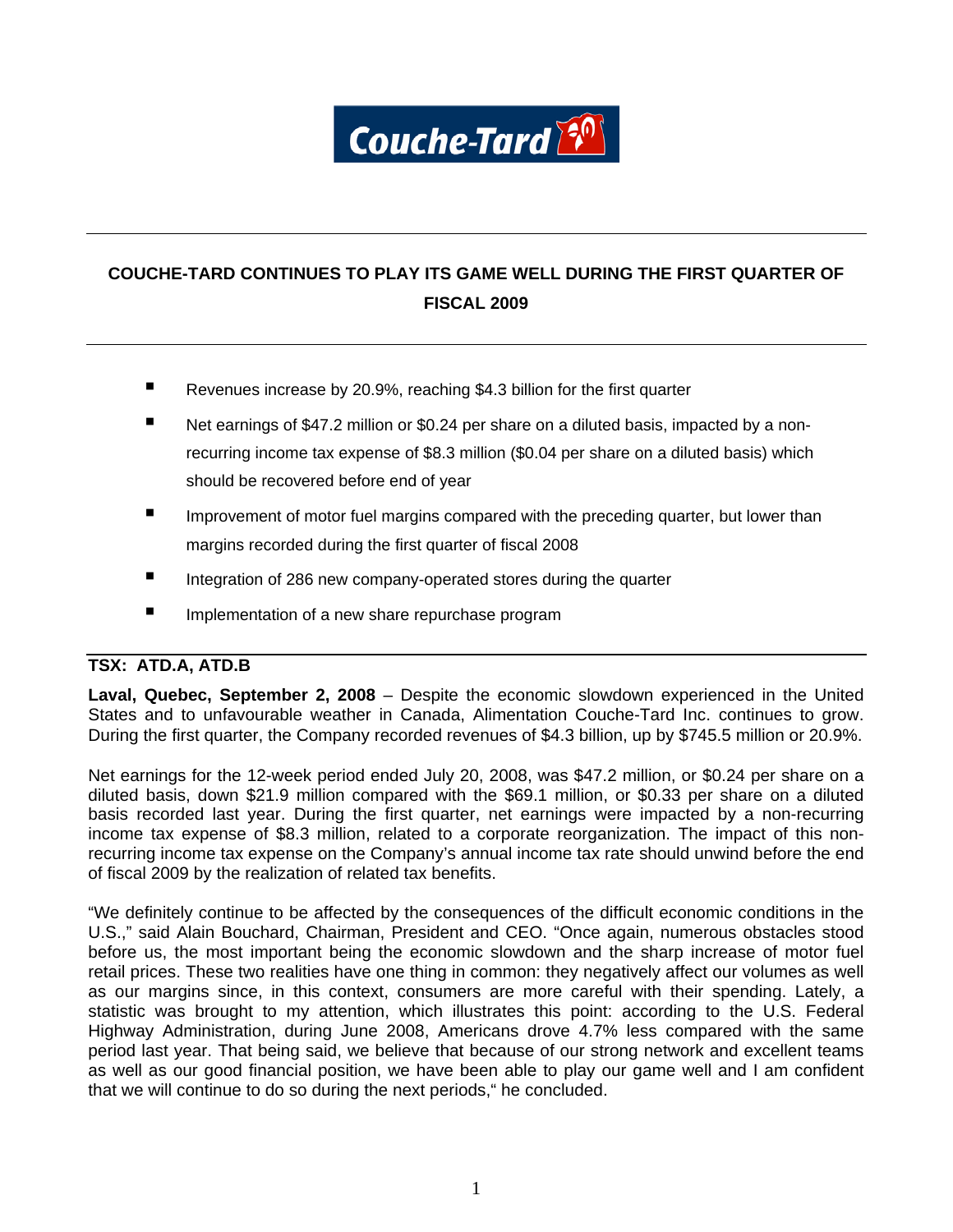# COUCHE-TARD CONTINUES TO PLAY ITS GAME WELL DURING THE FIRST QUARTER OF FISCAL 2009

- Revenues increase by 20.9%, reaching $4.3 billion for the first quarter
- Net earnings of $47.2 million or $0.24 per share on a diluted basis, impacted by a non-recurring income tax expense of $8.3 million ($0.04 per share on a diluted basis) which should be recovered before end of year
- Improvement of motor fuel margins compared with the preceding quarter, but lower than margins recorded during the first quarter of fiscal 2008
- Integration of 286 new company-operated stores during the quarter
- Implementation of a new share repurchase program

**TSX: ATD.A, ATD.B**

**Laval, Quebec, September 2, 2008** – Despite the economic slowdown experienced in the United States and to unfavourable weather in Canada, Alimentation Couche-Tard Inc. continues to grow. During the first quarter, the Company recorded revenues of $4.3 billion, up by $745.5 million or 20.9%.

Net earnings for the 12-week period ended July 20, 2008, was $47.2 million, or $0.24 per share on a diluted basis, down $21.9 million compared with the $69.1 million, or $0.33 per share on a diluted basis recorded last year. During the first quarter, net earnings were impacted by a non-recurring income tax expense of $8.3 million, related to a corporate reorganization. The impact of this non-recurring income tax expense on the Company's annual income tax rate should unwind before the end of fiscal 2009 by the realization of related tax benefits.

"We definitely continue to be affected by the consequences of the difficult economic conditions in the U.S.," said Alain Bouchard, Chairman, President and CEO. "Once again, numerous obstacles stood before us, the most important being the economic slowdown and the sharp increase of motor fuel retail prices. These two realities have one thing in common: they negatively affect our volumes as well as our margins since, in this context, consumers are more careful with their spending. Lately, a statistic was brought to my attention, which illustrates this point: according to the U.S. Federal Highway Administration, during June 2008, Americans drove 4.7% less compared with the same period last year. That being said, we believe that because of our strong network and excellent teams as well as our good financial position, we have been able to play our game well and I am confident that we will continue to do so during the next periods," he concluded.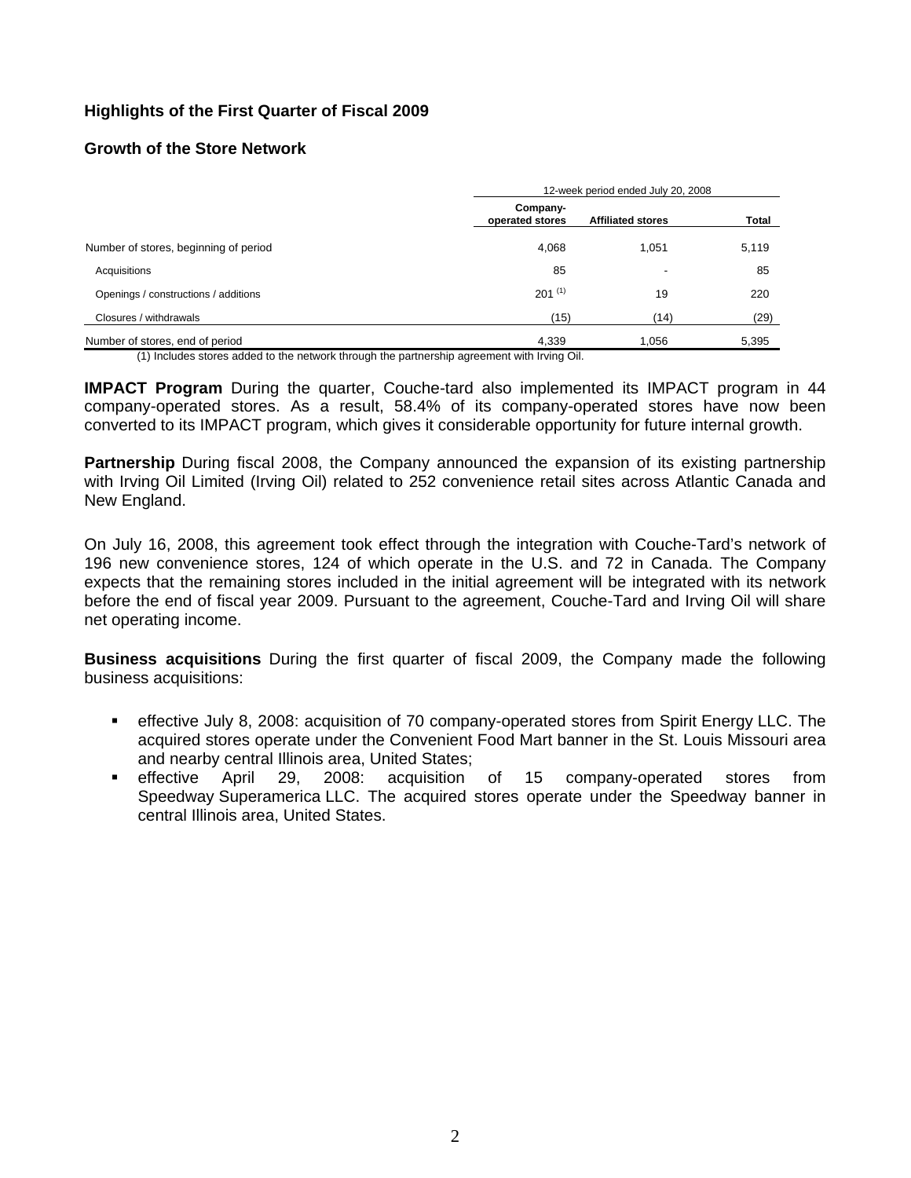## Highlights of the First Quarter of Fiscal 2009

### Growth of the Store Network

| | 12-week period ended July 20, 2008 | | |
|---|---|---|---|
| | Company-operated stores | Affiliated stores | Total |
| Number of stores, beginning of period | 4,068 | 1,051 | 5,119 |
| Acquisitions | 85 | - | 85 |
| Openings / constructions / additions | 201 [(1)] | 19 | 220 |
| Closures / withdrawals | (15) | (14) | (29) |
| Number of stores, end of period | 4,339 | 1,056 | 5,395 |

(1) Includes stores added to the network through the partnership agreement with Irving Oil.

**IMPACT Program** During the quarter, Couche-tard also implemented its IMPACT program in 44 company-operated stores. As a result, 58.4% of its company-operated stores have now been converted to its IMPACT program, which gives it considerable opportunity for future internal growth.

**Partnership** During fiscal 2008, the Company announced the expansion of its existing partnership with Irving Oil Limited (Irving Oil) related to 252 convenience retail sites across Atlantic Canada and New England.

On July 16, 2008, this agreement took effect through the integration with Couche-Tard's network of 196 new convenience stores, 124 of which operate in the U.S. and 72 in Canada. The Company expects that the remaining stores included in the initial agreement will be integrated with its network before the end of fiscal year 2009. Pursuant to the agreement, Couche-Tard and Irving Oil will share net operating income.

**Business acquisitions** During the first quarter of fiscal 2009, the Company made the following business acquisitions:

- effective July 8, 2008: acquisition of 70 company-operated stores from Spirit Energy LLC. The acquired stores operate under the Convenient Food Mart banner in the St. Louis Missouri area and nearby central Illinois area, United States;
- effective April 29, 2008: acquisition of 15 company-operated stores from Speedway Superamerica LLC. The acquired stores operate under the Speedway banner in central Illinois area, United States.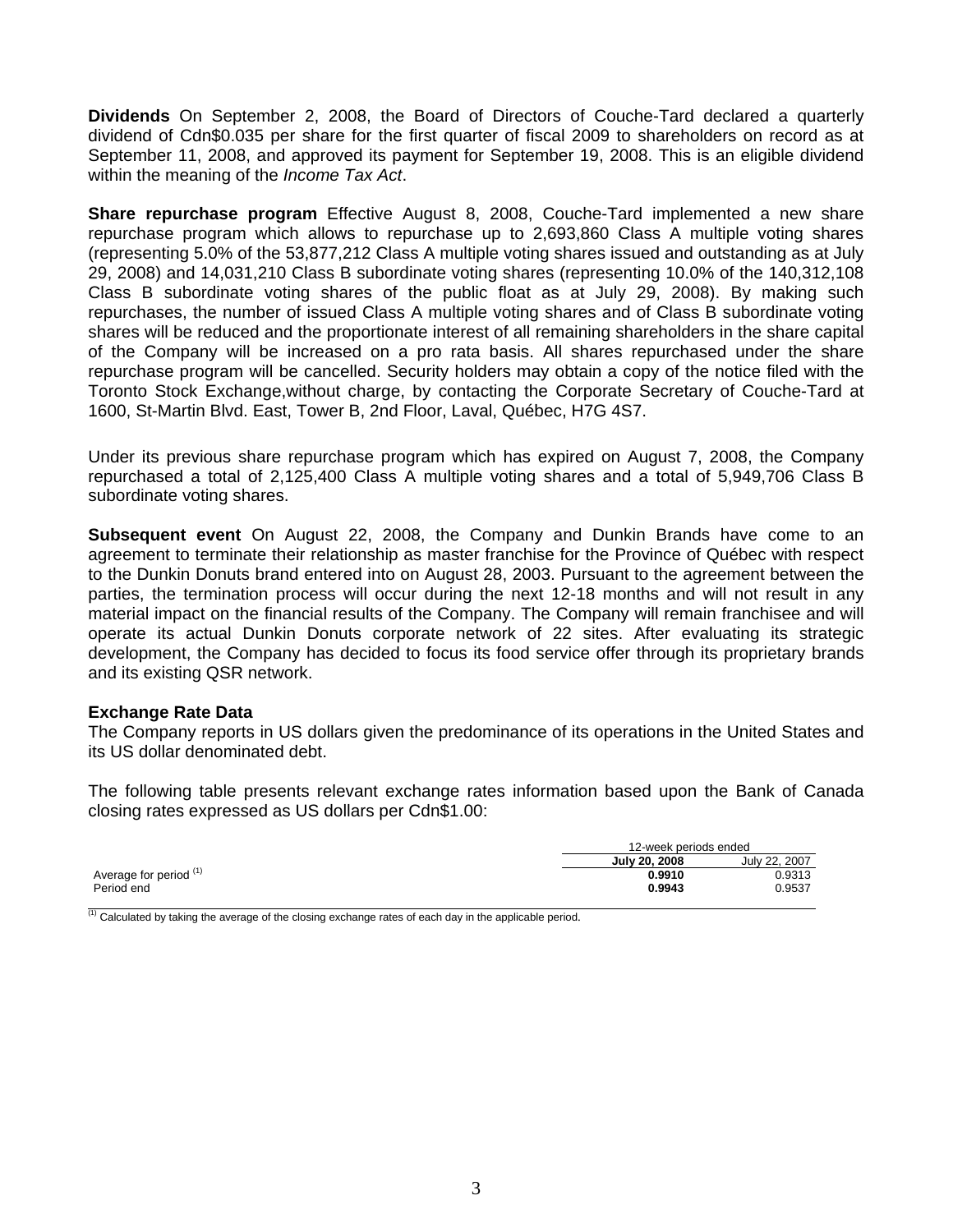**Dividends** On September 2, 2008, the Board of Directors of Couche-Tard declared a quarterly dividend of Cdn$0.035 per share for the first quarter of fiscal 2009 to shareholders on record as at September 11, 2008, and approved its payment for September 19, 2008. This is an eligible dividend within the meaning of the *Income Tax Act*.

**Share repurchase program** Effective August 8, 2008, Couche-Tard implemented a new share repurchase program which allows to repurchase up to 2,693,860 Class A multiple voting shares (representing 5.0% of the 53,877,212 Class A multiple voting shares issued and outstanding as at July 29, 2008) and 14,031,210 Class B subordinate voting shares (representing 10.0% of the 140,312,108 Class B subordinate voting shares of the public float as at July 29, 2008). By making such repurchases, the number of issued Class A multiple voting shares and of Class B subordinate voting shares will be reduced and the proportionate interest of all remaining shareholders in the share capital of the Company will be increased on a pro rata basis. All shares repurchased under the share repurchase program will be cancelled. Security holders may obtain a copy of the notice filed with the Toronto Stock Exchange,without charge, by contacting the Corporate Secretary of Couche-Tard at 1600, St-Martin Blvd. East, Tower B, 2nd Floor, Laval, Québec, H7G 4S7.

Under its previous share repurchase program which has expired on August 7, 2008, the Company repurchased a total of 2,125,400 Class A multiple voting shares and a total of 5,949,706 Class B subordinate voting shares.

**Subsequent event** On August 22, 2008, the Company and Dunkin Brands have come to an agreement to terminate their relationship as master franchise for the Province of Québec with respect to the Dunkin Donuts brand entered into on August 28, 2003. Pursuant to the agreement between the parties, the termination process will occur during the next 12-18 months and will not result in any material impact on the financial results of the Company. The Company will remain franchisee and will operate its actual Dunkin Donuts corporate network of 22 sites. After evaluating its strategic development, the Company has decided to focus its food service offer through its proprietary brands and its existing QSR network.

**Exchange Rate Data**

The Company reports in US dollars given the predominance of its operations in the United States and its US dollar denominated debt.

The following table presents relevant exchange rates information based upon the Bank of Canada closing rates expressed as US dollars per Cdn$1.00:

| | 12-week periods ended | |
|---|---|---|
| | **July 20, 2008** | July 22, 2007 |
| Average for period [(1)] | **0.9910** | 0.9313 |
| Period end | **0.9943** | 0.9537 |

[(1)] Calculated by taking the average of the closing exchange rates of each day in the applicable period.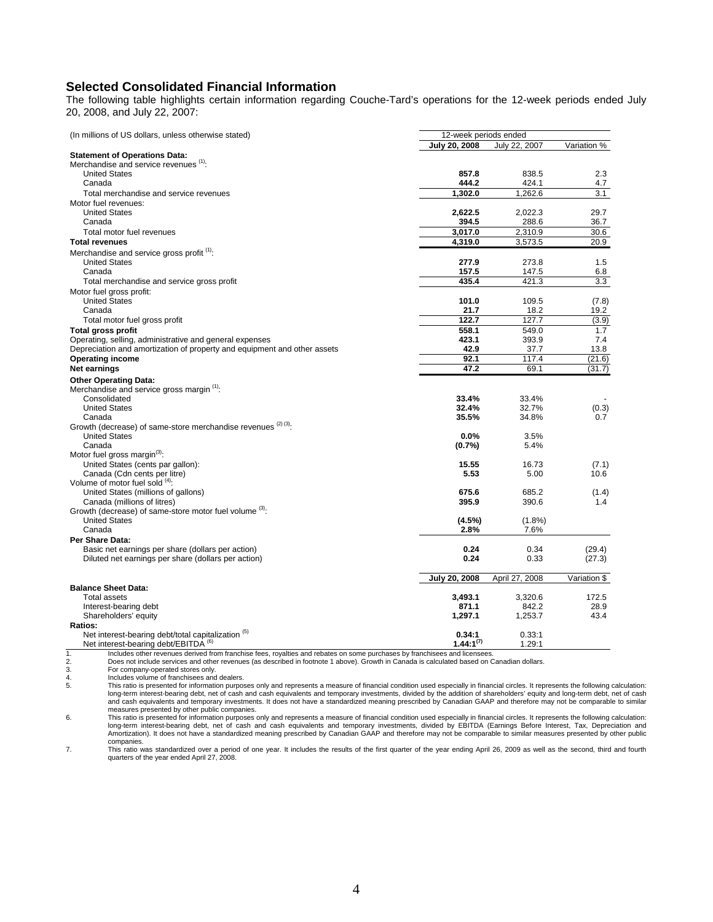## Selected Consolidated Financial Information

The following table highlights certain information regarding Couche-Tard's operations for the 12-week periods ended July 20, 2008, and July 22, 2007:

| (In millions of US dollars, unless otherwise stated) | 12-week periods ended | | |
|---|---|---|---|
| | **July 20, 2008** | July 22, 2007 | Variation % |
| **Statement of Operations Data:** | | | |
| Merchandise and service revenues [(1)]: | | | |
| United States | **857.8** | 838.5 | 2.3 |
| Canada | **444.2** | 424.1 | 4.7 |
| Total merchandise and service revenues | **1,302.0** | 1,262.6 | 3.1 |
| Motor fuel revenues: | | | |
| United States | **2,622.5** | 2,022.3 | 29.7 |
| Canada | **394.5** | 288.6 | 36.7 |
| Total motor fuel revenues | **3,017.0** | 2,310.9 | 30.6 |
| **Total revenues** | **4,319.0** | 3,573.5 | 20.9 |
| Merchandise and service gross profit [(1)]: | | | |
| United States | **277.9** | 273.8 | 1.5 |
| Canada | **157.5** | 147.5 | 6.8 |
| Total merchandise and service gross profit | **435.4** | 421.3 | 3.3 |
| Motor fuel gross profit: | | | |
| United States | **101.0** | 109.5 | (7.8) |
| Canada | **21.7** | 18.2 | 19.2 |
| Total motor fuel gross profit | **122.7** | 127.7 | (3.9) |
| **Total gross profit** | **558.1** | 549.0 | 1.7 |
| Operating, selling, administrative and general expenses | **423.1** | 393.9 | 7.4 |
| Depreciation and amortization of property and equipment and other assets | **42.9** | 37.7 | 13.8 |
| **Operating income** | **92.1** | 117.4 | (21.6) |
| **Net earnings** | **47.2** | 69.1 | (31.7) |
| **Other Operating Data:** | | | |
| Merchandise and service gross margin [(1)]: | | | |
| Consolidated | **33.4%** | 33.4% | - |
| United States | **32.4%** | 32.7% | (0.3) |
| Canada | **35.5%** | 34.8% | 0.7 |
| Growth (decrease) of same-store merchandise revenues [(2) (3)]: | | | |
| United States | **0.0%** | 3.5% | |
| Canada | **(0.7%)** | 5.4% | |
| Motor fuel gross margin[(3)]: | | | |
| United States (cents per gallon): | **15.55** | 16.73 | (7.1) |
| Canada (Cdn cents per litre) | **5.53** | 5.00 | 10.6 |
| Volume of motor fuel sold [(4)]: | | | |
| United States (millions of gallons) | **675.6** | 685.2 | (1.4) |
| Canada (millions of litres) | **395.9** | 390.6 | 1.4 |
| Growth (decrease) of same-store motor fuel volume [(3)]: | | | |
| United States | **(4.5%)** | (1.8%) | |
| Canada | **2.8%** | 7.6% | |
| **Per Share Data:** | | | |
| Basic net earnings per share (dollars per action) | **0.24** | 0.34 | (29.4) |
| Diluted net earnings per share (dollars per action) | **0.24** | 0.33 | (27.3) |
| | **July 20, 2008** | April 27, 2008 | Variation $ |
| **Balance Sheet Data:** | | | |
| Total assets | **3,493.1** | 3,320.6 | 172.5 |
| Interest-bearing debt | **871.1** | 842.2 | 28.9 |
| Shareholders' equity | **1,297.1** | 1,253.7 | 43.4 |
| **Ratios:** | | | |
| Net interest-bearing debt/total capitalization [(5)] | **0.34:1** | 0.33:1 | |
| Net interest-bearing debt/EBITDA [(6)] | **1.44:1[(7)]** | 1.29:1 | |

1. Includes other revenues derived from franchise fees, royalties and rebates on some purchases by franchisees and licensees.
2. Does not include services and other revenues (as described in footnote 1 above). Growth in Canada is calculated based on Canadian dollars.
3. For company-operated stores only.
4. Includes volume of franchisees and dealers.
5. This ratio is presented for information purposes only and represents a measure of financial condition used especially in financial circles. It represents the following calculation: long-term interest-bearing debt, net of cash and cash equivalents and temporary investments, divided by the addition of shareholders' equity and long-term debt, net of cash and cash equivalents and temporary investments. It does not have a standardized meaning prescribed by Canadian GAAP and therefore may not be comparable to similar measures presented by other public companies.
6. This ratio is presented for information purposes only and represents a measure of financial condition used especially in financial circles. It represents the following calculation: long-term interest-bearing debt, net of cash and cash equivalents and temporary investments, divided by EBITDA (Earnings Before Interest, Tax, Depreciation and Amortization). It does not have a standardized meaning prescribed by Canadian GAAP and therefore may not be comparable to similar measures presented by other public companies.
7. This ratio was standardized over a period of one year. It includes the results of the first quarter of the year ending April 26, 2009 as well as the second, third and fourth quarters of the year ended April 27, 2008.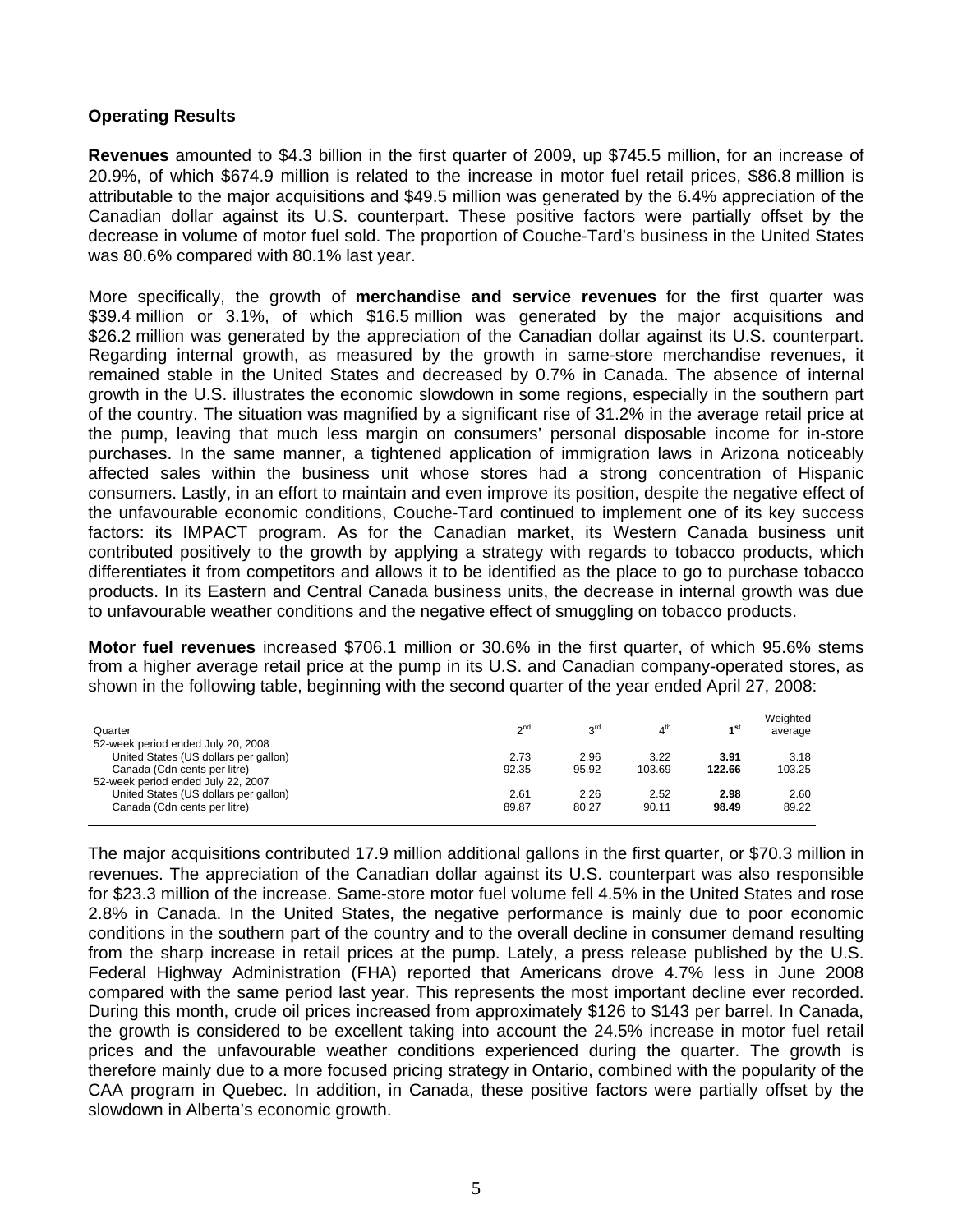**Operating Results**

**Revenues** amounted to $4.3 billion in the first quarter of 2009, up $745.5 million, for an increase of 20.9%, of which $674.9 million is related to the increase in motor fuel retail prices, $86.8 million is attributable to the major acquisitions and $49.5 million was generated by the 6.4% appreciation of the Canadian dollar against its U.S. counterpart. These positive factors were partially offset by the decrease in volume of motor fuel sold. The proportion of Couche-Tard's business in the United States was 80.6% compared with 80.1% last year.

More specifically, the growth of **merchandise and service revenues** for the first quarter was $39.4 million or 3.1%, of which $16.5 million was generated by the major acquisitions and $26.2 million was generated by the appreciation of the Canadian dollar against its U.S. counterpart. Regarding internal growth, as measured by the growth in same-store merchandise revenues, it remained stable in the United States and decreased by 0.7% in Canada. The absence of internal growth in the U.S. illustrates the economic slowdown in some regions, especially in the southern part of the country. The situation was magnified by a significant rise of 31.2% in the average retail price at the pump, leaving that much less margin on consumers' personal disposable income for in-store purchases. In the same manner, a tightened application of immigration laws in Arizona noticeably affected sales within the business unit whose stores had a strong concentration of Hispanic consumers. Lastly, in an effort to maintain and even improve its position, despite the negative effect of the unfavourable economic conditions, Couche-Tard continued to implement one of its key success factors: its IMPACT program. As for the Canadian market, its Western Canada business unit contributed positively to the growth by applying a strategy with regards to tobacco products, which differentiates it from competitors and allows it to be identified as the place to go to purchase tobacco products. In its Eastern and Central Canada business units, the decrease in internal growth was due to unfavourable weather conditions and the negative effect of smuggling on tobacco products.

**Motor fuel revenues** increased $706.1 million or 30.6% in the first quarter, of which 95.6% stems from a higher average retail price at the pump in its U.S. and Canadian company-operated stores, as shown in the following table, beginning with the second quarter of the year ended April 27, 2008:

| Quarter | 2nd | 3rd | 4th | **1st** | Weighted average |
|---|---|---|---|---|---|
| 52-week period ended July 20, 2008 | | | | | |
| United States (US dollars per gallon) | 2.73 | 2.96 | 3.22 | **3.91** | 3.18 |
| Canada (Cdn cents per litre) | 92.35 | 95.92 | 103.69 | **122.66** | 103.25 |
| 52-week period ended July 22, 2007 | | | | | |
| United States (US dollars per gallon) | 2.61 | 2.26 | 2.52 | **2.98** | 2.60 |
| Canada (Cdn cents per litre) | 89.87 | 80.27 | 90.11 | **98.49** | 89.22 |

The major acquisitions contributed 17.9 million additional gallons in the first quarter, or $70.3 million in revenues. The appreciation of the Canadian dollar against its U.S. counterpart was also responsible for $23.3 million of the increase. Same-store motor fuel volume fell 4.5% in the United States and rose 2.8% in Canada. In the United States, the negative performance is mainly due to poor economic conditions in the southern part of the country and to the overall decline in consumer demand resulting from the sharp increase in retail prices at the pump. Lately, a press release published by the U.S. Federal Highway Administration (FHA) reported that Americans drove 4.7% less in June 2008 compared with the same period last year. This represents the most important decline ever recorded. During this month, crude oil prices increased from approximately $126 to $143 per barrel. In Canada, the growth is considered to be excellent taking into account the 24.5% increase in motor fuel retail prices and the unfavourable weather conditions experienced during the quarter. The growth is therefore mainly due to a more focused pricing strategy in Ontario, combined with the popularity of the CAA program in Quebec. In addition, in Canada, these positive factors were partially offset by the slowdown in Alberta's economic growth.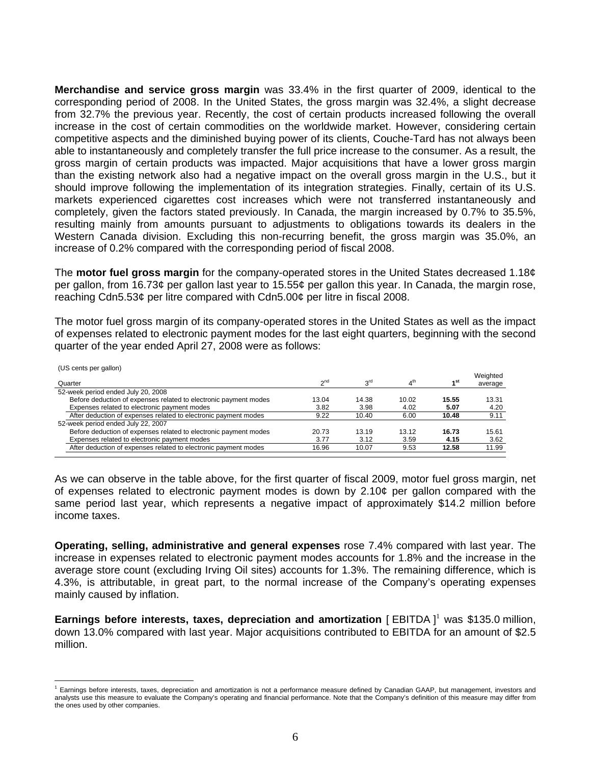**Merchandise and service gross margin** was 33.4% in the first quarter of 2009, identical to the corresponding period of 2008. In the United States, the gross margin was 32.4%, a slight decrease from 32.7% the previous year. Recently, the cost of certain products increased following the overall increase in the cost of certain commodities on the worldwide market. However, considering certain competitive aspects and the diminished buying power of its clients, Couche-Tard has not always been able to instantaneously and completely transfer the full price increase to the consumer. As a result, the gross margin of certain products was impacted. Major acquisitions that have a lower gross margin than the existing network also had a negative impact on the overall gross margin in the U.S., but it should improve following the implementation of its integration strategies. Finally, certain of its U.S. markets experienced cigarettes cost increases which were not transferred instantaneously and completely, given the factors stated previously. In Canada, the margin increased by 0.7% to 35.5%, resulting mainly from amounts pursuant to adjustments to obligations towards its dealers in the Western Canada division. Excluding this non-recurring benefit, the gross margin was 35.0%, an increase of 0.2% compared with the corresponding period of fiscal 2008.

The **motor fuel gross margin** for the company-operated stores in the United States decreased 1.18¢ per gallon, from 16.73¢ per gallon last year to 15.55¢ per gallon this year. In Canada, the margin rose, reaching Cdn5.53¢ per litre compared with Cdn5.00¢ per litre in fiscal 2008.

The motor fuel gross margin of its company-operated stores in the United States as well as the impact of expenses related to electronic payment modes for the last eight quarters, beginning with the second quarter of the year ended April 27, 2008 were as follows:

(US cents per gallon)

| Quarter | 2nd | 3rd | 4th | **1st** | Weighted average |
|---|---|---|---|---|---|
| 52-week period ended July 20, 2008 | | | | | |
| Before deduction of expenses related to electronic payment modes | 13.04 | 14.38 | 10.02 | **15.55** | 13.31 |
| Expenses related to electronic payment modes | 3.82 | 3.98 | 4.02 | **5.07** | 4.20 |
| After deduction of expenses related to electronic payment modes | 9.22 | 10.40 | 6.00 | **10.48** | 9.11 |
| 52-week period ended July 22, 2007 | | | | | |
| Before deduction of expenses related to electronic payment modes | 20.73 | 13.19 | 13.12 | **16.73** | 15.61 |
| Expenses related to electronic payment modes | 3.77 | 3.12 | 3.59 | **4.15** | 3.62 |
| After deduction of expenses related to electronic payment modes | 16.96 | 10.07 | 9.53 | **12.58** | 11.99 |

As we can observe in the table above, for the first quarter of fiscal 2009, motor fuel gross margin, net of expenses related to electronic payment modes is down by 2.10¢ per gallon compared with the same period last year, which represents a negative impact of approximately $14.2 million before income taxes.

**Operating, selling, administrative and general expenses** rose 7.4% compared with last year. The increase in expenses related to electronic payment modes accounts for 1.8% and the increase in the average store count (excluding Irving Oil sites) accounts for 1.3%. The remaining difference, which is 4.3%, is attributable, in great part, to the normal increase of the Company's operating expenses mainly caused by inflation.

**Earnings before interests, taxes, depreciation and amortization** [ EBITDA ][1] was $135.0 million, down 13.0% compared with last year. Major acquisitions contributed to EBITDA for an amount of $2.5 million.

[1] Earnings before interests, taxes, depreciation and amortization is not a performance measure defined by Canadian GAAP, but management, investors and analysts use this measure to evaluate the Company's operating and financial performance. Note that the Company's definition of this measure may differ from the ones used by other companies.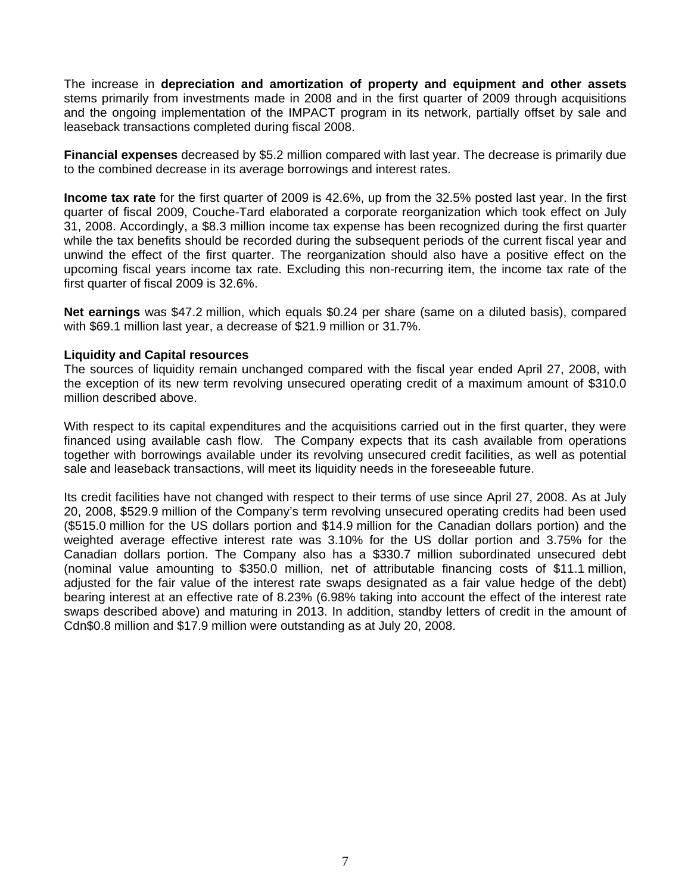The increase in **depreciation and amortization of property and equipment and other assets** stems primarily from investments made in 2008 and in the first quarter of 2009 through acquisitions and the ongoing implementation of the IMPACT program in its network, partially offset by sale and leaseback transactions completed during fiscal 2008.

**Financial expenses** decreased by $5.2 million compared with last year. The decrease is primarily due to the combined decrease in its average borrowings and interest rates.

**Income tax rate** for the first quarter of 2009 is 42.6%, up from the 32.5% posted last year. In the first quarter of fiscal 2009, Couche-Tard elaborated a corporate reorganization which took effect on July 31, 2008. Accordingly, a $8.3 million income tax expense has been recognized during the first quarter while the tax benefits should be recorded during the subsequent periods of the current fiscal year and unwind the effect of the first quarter. The reorganization should also have a positive effect on the upcoming fiscal years income tax rate. Excluding this non-recurring item, the income tax rate of the first quarter of fiscal 2009 is 32.6%.

**Net earnings** was $47.2 million, which equals $0.24 per share (same on a diluted basis), compared with $69.1 million last year, a decrease of $21.9 million or 31.7%.

**Liquidity and Capital resources**

The sources of liquidity remain unchanged compared with the fiscal year ended April 27, 2008, with the exception of its new term revolving unsecured operating credit of a maximum amount of $310.0 million described above.

With respect to its capital expenditures and the acquisitions carried out in the first quarter, they were financed using available cash flow. The Company expects that its cash available from operations together with borrowings available under its revolving unsecured credit facilities, as well as potential sale and leaseback transactions, will meet its liquidity needs in the foreseeable future.

Its credit facilities have not changed with respect to their terms of use since April 27, 2008. As at July 20, 2008, $529.9 million of the Company's term revolving unsecured operating credits had been used ($515.0 million for the US dollars portion and $14.9 million for the Canadian dollars portion) and the weighted average effective interest rate was 3.10% for the US dollar portion and 3.75% for the Canadian dollars portion. The Company also has a $330.7 million subordinated unsecured debt (nominal value amounting to $350.0 million, net of attributable financing costs of $11.1 million, adjusted for the fair value of the interest rate swaps designated as a fair value hedge of the debt) bearing interest at an effective rate of 8.23% (6.98% taking into account the effect of the interest rate swaps described above) and maturing in 2013. In addition, standby letters of credit in the amount of Cdn$0.8 million and $17.9 million were outstanding as at July 20, 2008.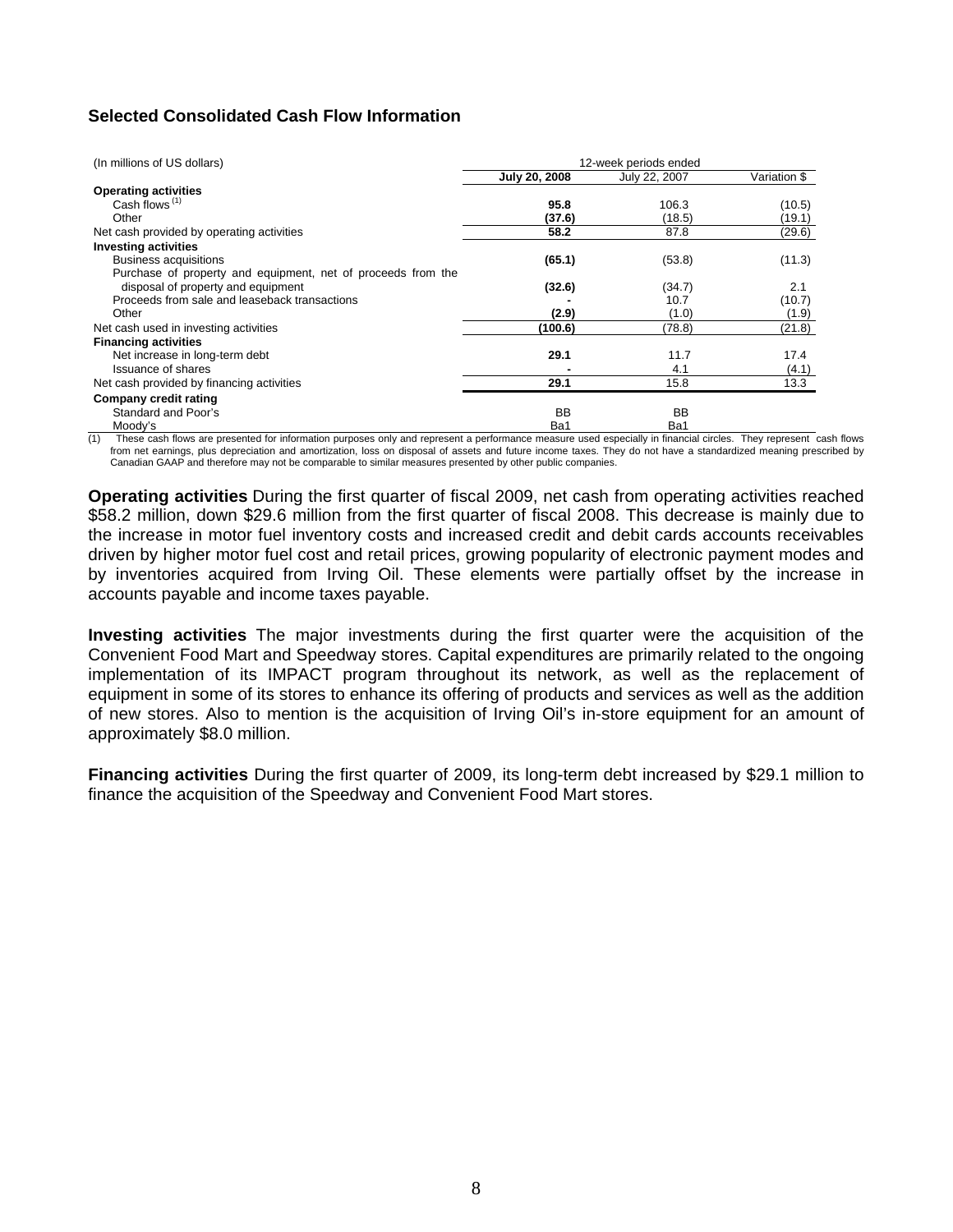## Selected Consolidated Cash Flow Information

| (In millions of US dollars) | 12-week periods ended | | |
|---|---|---|---|
| | **July 20, 2008** | July 22, 2007 | Variation $ |
| **Operating activities** | | | |
| Cash flows [1] | **95.8** | 106.3 | (10.5) |
| Other | **(37.6)** | (18.5) | (19.1) |
| Net cash provided by operating activities | **58.2** | 87.8 | (29.6) |
| **Investing activities** | | | |
| Business acquisitions | **(65.1)** | (53.8) | (11.3) |
| Purchase of property and equipment, net of proceeds from the disposal of property and equipment | **(32.6)** | (34.7) | 2.1 |
| Proceeds from sale and leaseback transactions | **-** | 10.7 | (10.7) |
| Other | **(2.9)** | (1.0) | (1.9) |
| Net cash used in investing activities | **(100.6)** | (78.8) | (21.8) |
| **Financing activities** | | | |
| Net increase in long-term debt | **29.1** | 11.7 | 17.4 |
| Issuance of shares | **-** | 4.1 | (4.1) |
| Net cash provided by financing activities | **29.1** | 15.8 | 13.3 |
| **Company credit rating** | | | |
| Standard and Poor's | BB | BB | |
| Moody's | Ba1 | Ba1 | |

(1) These cash flows are presented for information purposes only and represent a performance measure used especially in financial circles. They represent cash flows from net earnings, plus depreciation and amortization, loss on disposal of assets and future income taxes. They do not have a standardized meaning prescribed by Canadian GAAP and therefore may not be comparable to similar measures presented by other public companies.

**Operating activities** During the first quarter of fiscal 2009, net cash from operating activities reached $58.2 million, down $29.6 million from the first quarter of fiscal 2008. This decrease is mainly due to the increase in motor fuel inventory costs and increased credit and debit cards accounts receivables driven by higher motor fuel cost and retail prices, growing popularity of electronic payment modes and by inventories acquired from Irving Oil. These elements were partially offset by the increase in accounts payable and income taxes payable.

**Investing activities** The major investments during the first quarter were the acquisition of the Convenient Food Mart and Speedway stores. Capital expenditures are primarily related to the ongoing implementation of its IMPACT program throughout its network, as well as the replacement of equipment in some of its stores to enhance its offering of products and services as well as the addition of new stores. Also to mention is the acquisition of Irving Oil's in-store equipment for an amount of approximately $8.0 million.

**Financing activities** During the first quarter of 2009, its long-term debt increased by $29.1 million to finance the acquisition of the Speedway and Convenient Food Mart stores.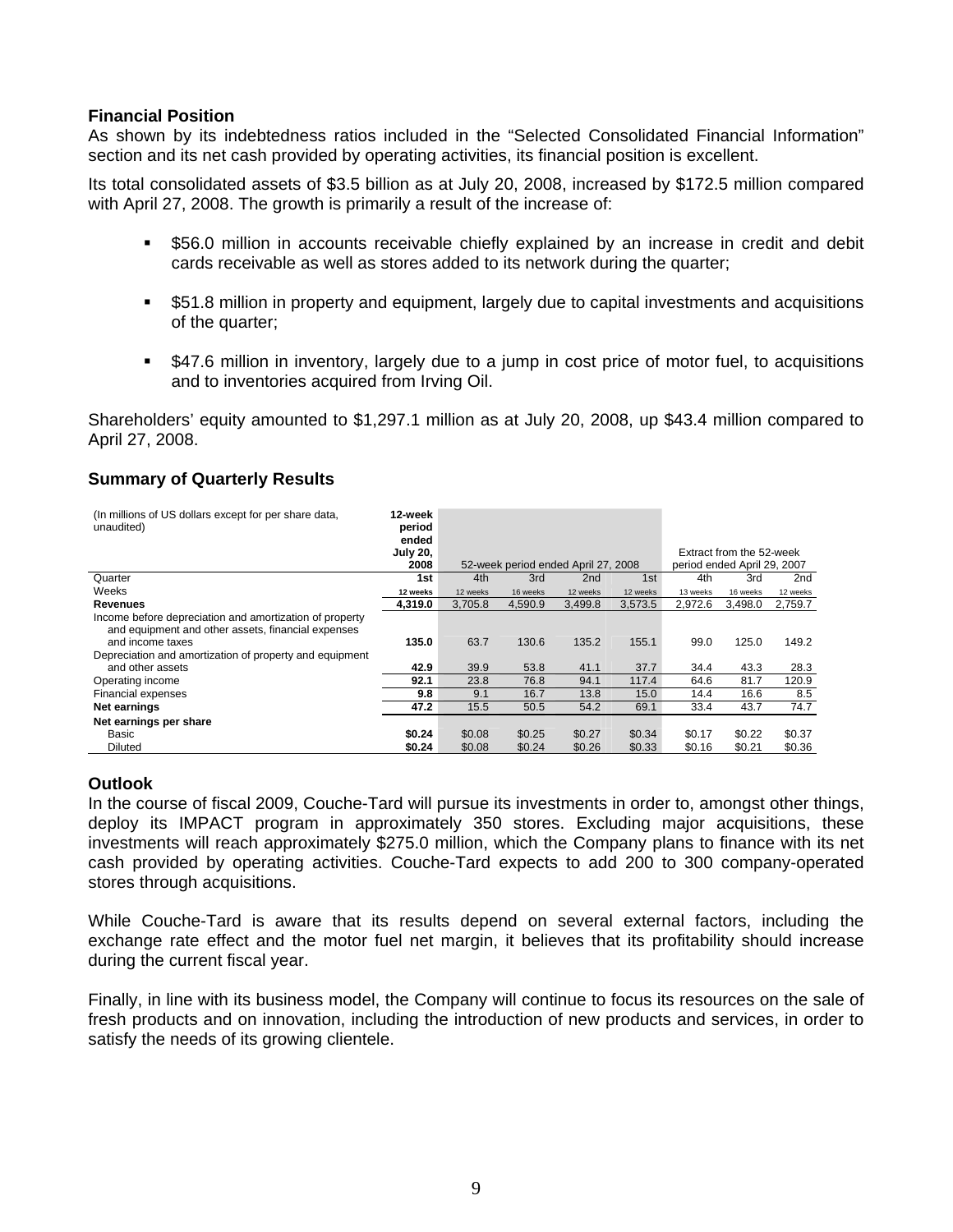### Financial Position

As shown by its indebtedness ratios included in the "Selected Consolidated Financial Information" section and its net cash provided by operating activities, its financial position is excellent.

Its total consolidated assets of $3.5 billion as at July 20, 2008, increased by $172.5 million compared with April 27, 2008. The growth is primarily a result of the increase of:

- $56.0 million in accounts receivable chiefly explained by an increase in credit and debit cards receivable as well as stores added to its network during the quarter;
- $51.8 million in property and equipment, largely due to capital investments and acquisitions of the quarter;
- $47.6 million in inventory, largely due to a jump in cost price of motor fuel, to acquisitions and to inventories acquired from Irving Oil.

Shareholders' equity amounted to $1,297.1 million as at July 20, 2008, up $43.4 million compared to April 27, 2008.

### Summary of Quarterly Results

| (In millions of US dollars except for per share data, unaudited) | 12-week period ended July 20, 2008 | 52-week period ended April 27, 2008 | | | | Extract from the 52-week period ended April 29, 2007 | | |
|---|---|---|---|---|---|---|---|---|
| Quarter | **1st** | 4th | 3rd | 2nd | 1st | 4th | 3rd | 2nd |
| Weeks | **12 weeks** | 12 weeks | 16 weeks | 12 weeks | 12 weeks | 13 weeks | 16 weeks | 12 weeks |
| **Revenues** | **4,319.0** | 3,705.8 | 4,590.9 | 3,499.8 | 3,573.5 | 2,972.6 | 3,498.0 | 2,759.7 |
| Income before depreciation and amortization of property and equipment and other assets, financial expenses and income taxes | **135.0** | 63.7 | 130.6 | 135.2 | 155.1 | 99.0 | 125.0 | 149.2 |
| Depreciation and amortization of property and equipment and other assets | **42.9** | 39.9 | 53.8 | 41.1 | 37.7 | 34.4 | 43.3 | 28.3 |
| Operating income | **92.1** | 23.8 | 76.8 | 94.1 | 117.4 | 64.6 | 81.7 | 120.9 |
| Financial expenses | **9.8** | 9.1 | 16.7 | 13.8 | 15.0 | 14.4 | 16.6 | 8.5 |
| **Net earnings** | **47.2** | 15.5 | 50.5 | 54.2 | 69.1 | 33.4 | 43.7 | 74.7 |
| **Net earnings per share** | | | | | | | | |
| Basic | **$0.24** | $0.08 | $0.25 | $0.27 | $0.34 | $0.17 | $0.22 | $0.37 |
| Diluted | **$0.24** | $0.08 | $0.24 | $0.26 | $0.33 | $0.16 | $0.21 | $0.36 |

### Outlook

In the course of fiscal 2009, Couche-Tard will pursue its investments in order to, amongst other things, deploy its IMPACT program in approximately 350 stores. Excluding major acquisitions, these investments will reach approximately $275.0 million, which the Company plans to finance with its net cash provided by operating activities. Couche-Tard expects to add 200 to 300 company-operated stores through acquisitions.

While Couche-Tard is aware that its results depend on several external factors, including the exchange rate effect and the motor fuel net margin, it believes that its profitability should increase during the current fiscal year.

Finally, in line with its business model, the Company will continue to focus its resources on the sale of fresh products and on innovation, including the introduction of new products and services, in order to satisfy the needs of its growing clientele.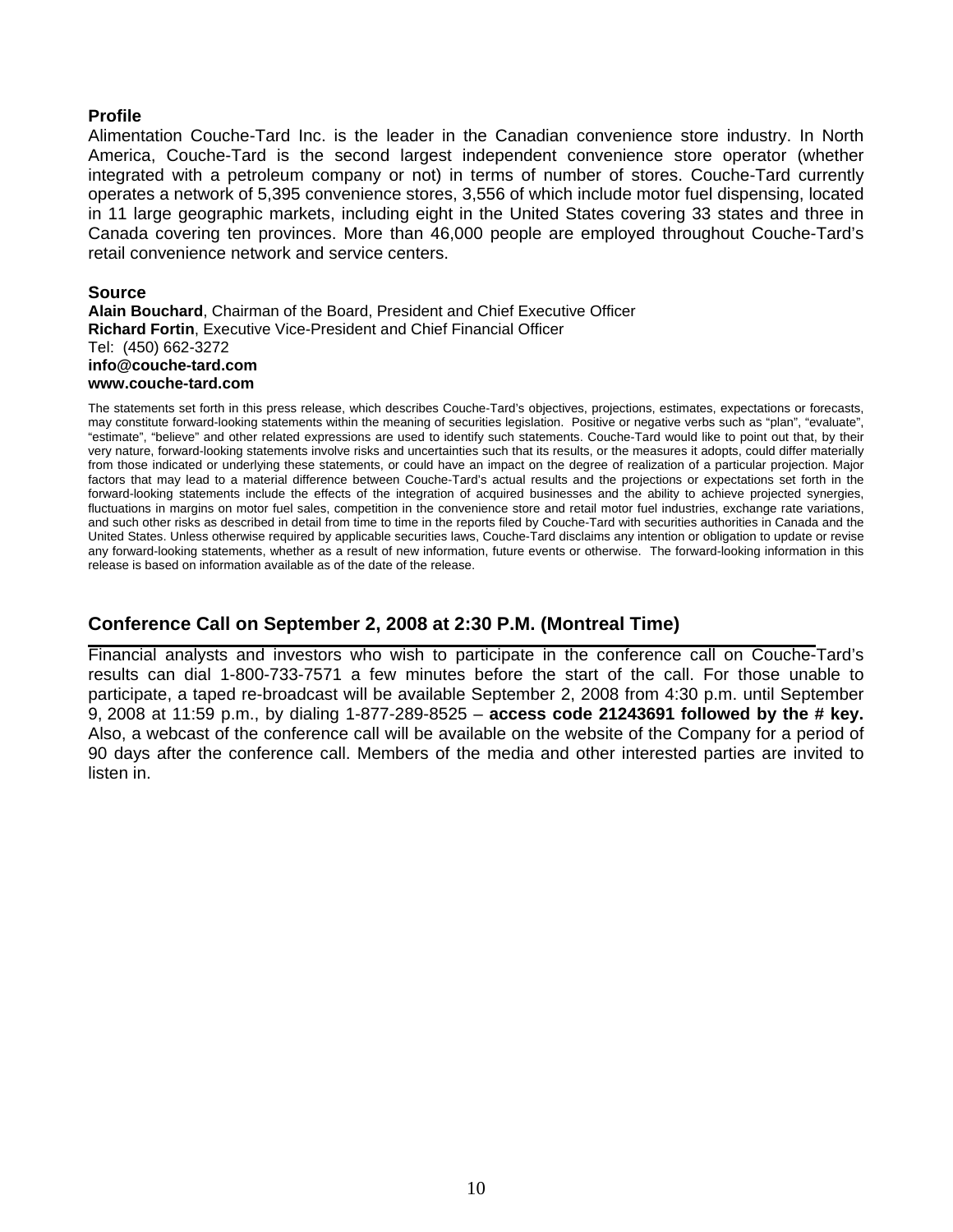**Profile**

Alimentation Couche-Tard Inc. is the leader in the Canadian convenience store industry. In North America, Couche-Tard is the second largest independent convenience store operator (whether integrated with a petroleum company or not) in terms of number of stores. Couche-Tard currently operates a network of 5,395 convenience stores, 3,556 of which include motor fuel dispensing, located in 11 large geographic markets, including eight in the United States covering 33 states and three in Canada covering ten provinces. More than 46,000 people are employed throughout Couche-Tard's retail convenience network and service centers.

**Source**

**Alain Bouchard**, Chairman of the Board, President and Chief Executive Officer
**Richard Fortin**, Executive Vice-President and Chief Financial Officer
Tel: (450) 662-3272
**info@couche-tard.com**
**www.couche-tard.com**

The statements set forth in this press release, which describes Couche-Tard's objectives, projections, estimates, expectations or forecasts, may constitute forward-looking statements within the meaning of securities legislation. Positive or negative verbs such as "plan", "evaluate", "estimate", "believe" and other related expressions are used to identify such statements. Couche-Tard would like to point out that, by their very nature, forward-looking statements involve risks and uncertainties such that its results, or the measures it adopts, could differ materially from those indicated or underlying these statements, or could have an impact on the degree of realization of a particular projection. Major factors that may lead to a material difference between Couche-Tard's actual results and the projections or expectations set forth in the forward-looking statements include the effects of the integration of acquired businesses and the ability to achieve projected synergies, fluctuations in margins on motor fuel sales, competition in the convenience store and retail motor fuel industries, exchange rate variations, and such other risks as described in detail from time to time in the reports filed by Couche-Tard with securities authorities in Canada and the United States. Unless otherwise required by applicable securities laws, Couche-Tard disclaims any intention or obligation to update or revise any forward-looking statements, whether as a result of new information, future events or otherwise. The forward-looking information in this release is based on information available as of the date of the release.

## Conference Call on September 2, 2008 at 2:30 P.M. (Montreal Time)

Financial analysts and investors who wish to participate in the conference call on Couche-Tard's results can dial 1-800-733-7571 a few minutes before the start of the call. For those unable to participate, a taped re-broadcast will be available September 2, 2008 from 4:30 p.m. until September 9, 2008 at 11:59 p.m., by dialing 1-877-289-8525 – **access code 21243691 followed by the # key.** Also, a webcast of the conference call will be available on the website of the Company for a period of 90 days after the conference call. Members of the media and other interested parties are invited to listen in.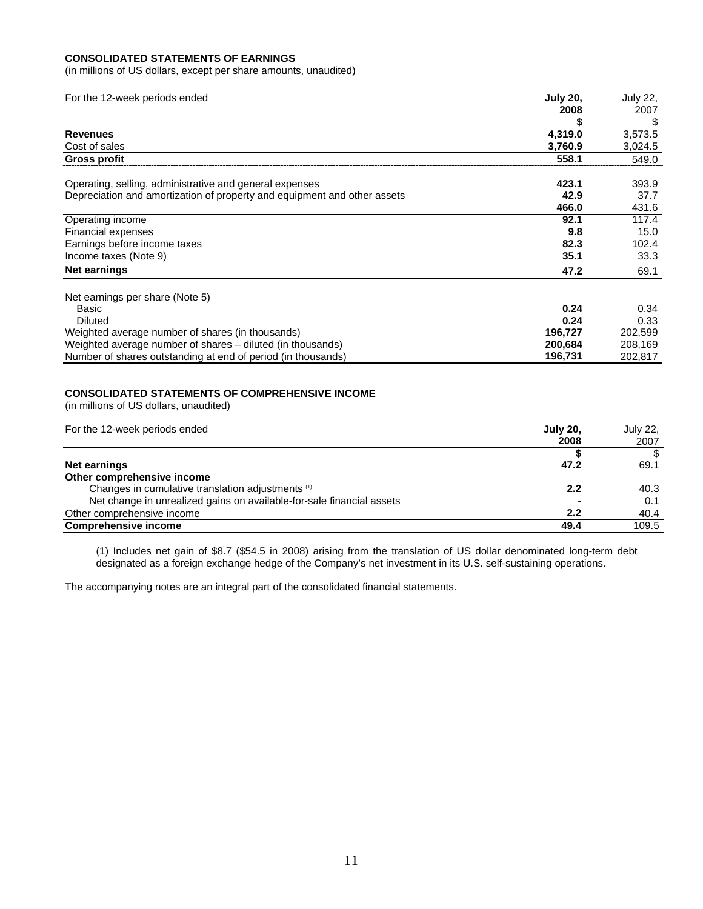**CONSOLIDATED STATEMENTS OF EARNINGS**
(in millions of US dollars, except per share amounts, unaudited)

| For the 12-week periods ended | July 20, 2008 | July 22, 2007 |
|---|---|---|
| | $ | $ |
| **Revenues** | **4,319.0** | 3,573.5 |
| Cost of sales | **3,760.9** | 3,024.5 |
| **Gross profit** | **558.1** | 549.0 |
| Operating, selling, administrative and general expenses | **423.1** | 393.9 |
| Depreciation and amortization of property and equipment and other assets | **42.9** | 37.7 |
| | **466.0** | 431.6 |
| Operating income | **92.1** | 117.4 |
| Financial expenses | **9.8** | 15.0 |
| Earnings before income taxes | **82.3** | 102.4 |
| Income taxes (Note 9) | **35.1** | 33.3 |
| **Net earnings** | **47.2** | 69.1 |
| Net earnings per share (Note 5) | | |
| Basic | **0.24** | 0.34 |
| Diluted | **0.24** | 0.33 |
| Weighted average number of shares (in thousands) | **196,727** | 202,599 |
| Weighted average number of shares – diluted (in thousands) | **200,684** | 208,169 |
| Number of shares outstanding at end of period (in thousands) | **196,731** | 202,817 |

**CONSOLIDATED STATEMENTS OF COMPREHENSIVE INCOME**
(in millions of US dollars, unaudited)

| For the 12-week periods ended | July 20, 2008 | July 22, 2007 |
|---|---|---|
| | $ | $ |
| **Net earnings** | **47.2** | 69.1 |
| **Other comprehensive income** | | |
| Changes in cumulative translation adjustments (1) | **2.2** | 40.3 |
| Net change in unrealized gains on available-for-sale financial assets | **-** | 0.1 |
| Other comprehensive income | **2.2** | 40.4 |
| **Comprehensive income** | **49.4** | 109.5 |

(1) Includes net gain of $8.7 ($54.5 in 2008) arising from the translation of US dollar denominated long-term debt designated as a foreign exchange hedge of the Company's net investment in its U.S. self-sustaining operations.

The accompanying notes are an integral part of the consolidated financial statements.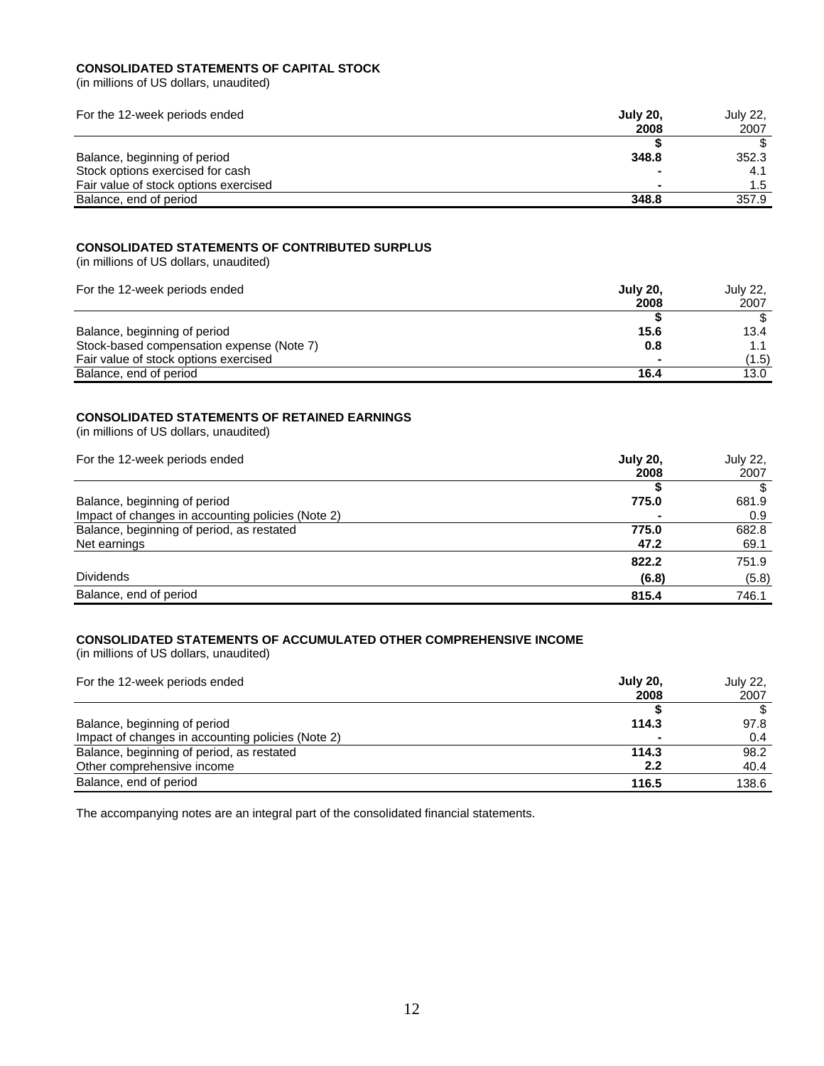**CONSOLIDATED STATEMENTS OF CAPITAL STOCK**
(in millions of US dollars, unaudited)

| For the 12-week periods ended | **July 20, 2008** | July 22, 2007 |
|---|---|---|
| | **$** | $ |
| Balance, beginning of period | **348.8** | 352.3 |
| Stock options exercised for cash | **-** | 4.1 |
| Fair value of stock options exercised | **-** | 1.5 |
| Balance, end of period | **348.8** | 357.9 |

**CONSOLIDATED STATEMENTS OF CONTRIBUTED SURPLUS**
(in millions of US dollars, unaudited)

| For the 12-week periods ended | **July 20, 2008** | July 22, 2007 |
|---|---|---|
| | **$** | $ |
| Balance, beginning of period | **15.6** | 13.4 |
| Stock-based compensation expense (Note 7) | **0.8** | 1.1 |
| Fair value of stock options exercised | **-** | (1.5) |
| Balance, end of period | **16.4** | 13.0 |

**CONSOLIDATED STATEMENTS OF RETAINED EARNINGS**
(in millions of US dollars, unaudited)

| For the 12-week periods ended | **July 20, 2008** | July 22, 2007 |
|---|---|---|
| | **$** | $ |
| Balance, beginning of period | **775.0** | 681.9 |
| Impact of changes in accounting policies (Note 2) | **-** | 0.9 |
| Balance, beginning of period, as restated | **775.0** | 682.8 |
| Net earnings | **47.2** | 69.1 |
| | **822.2** | 751.9 |
| Dividends | **(6.8)** | (5.8) |
| Balance, end of period | **815.4** | 746.1 |

**CONSOLIDATED STATEMENTS OF ACCUMULATED OTHER COMPREHENSIVE INCOME**
(in millions of US dollars, unaudited)

| For the 12-week periods ended | **July 20, 2008** | July 22, 2007 |
|---|---|---|
| | **$** | $ |
| Balance, beginning of period | **114.3** | 97.8 |
| Impact of changes in accounting policies (Note 2) | **-** | 0.4 |
| Balance, beginning of period, as restated | **114.3** | 98.2 |
| Other comprehensive income | **2.2** | 40.4 |
| Balance, end of period | **116.5** | 138.6 |

The accompanying notes are an integral part of the consolidated financial statements.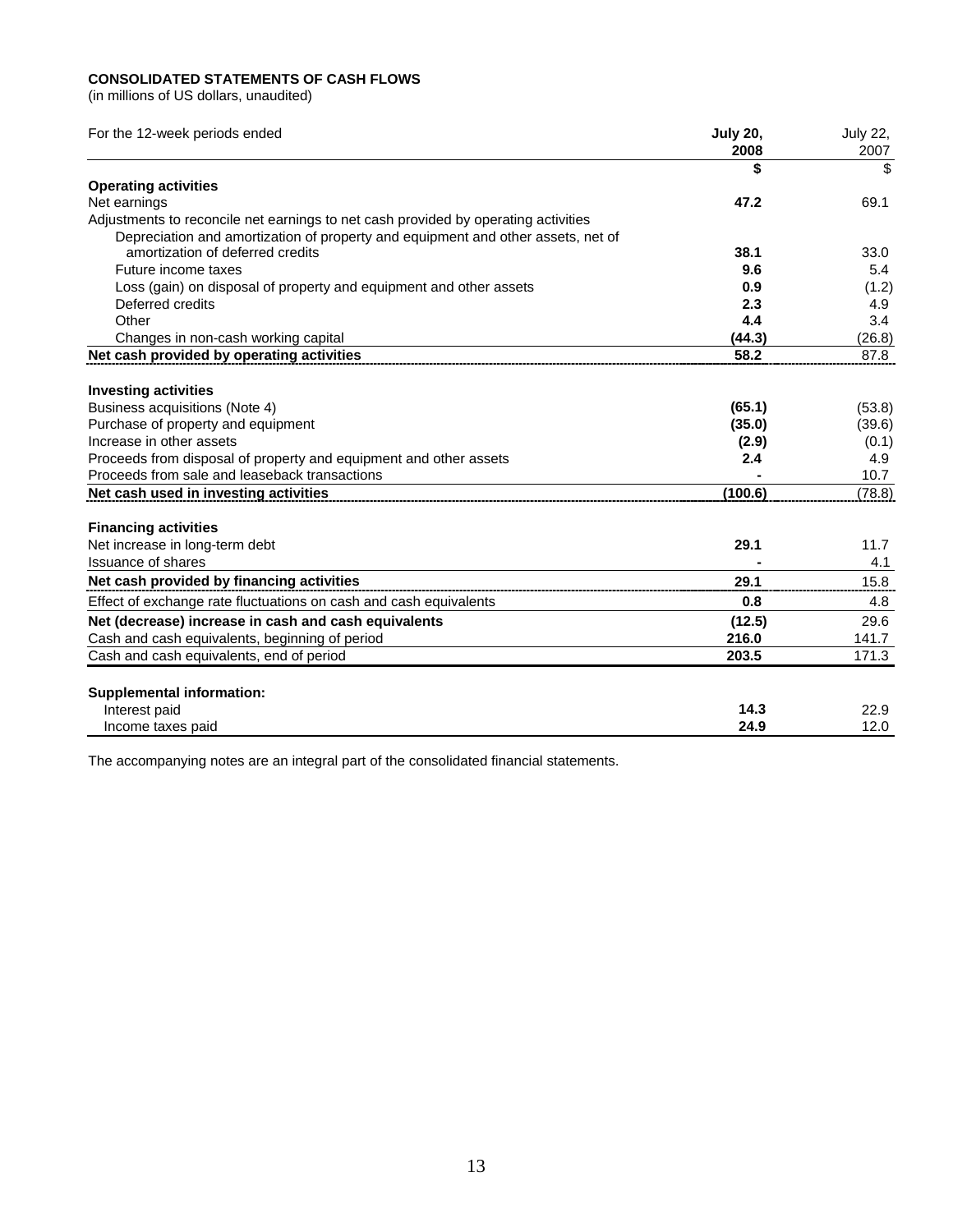**CONSOLIDATED STATEMENTS OF CASH FLOWS**
(in millions of US dollars, unaudited)

| For the 12-week periods ended | **July 20, 2008** | July 22, 2007 |
|---|---|---|
| | **$** | $ |
| **Operating activities** | | |
| Net earnings | **47.2** | 69.1 |
| Adjustments to reconcile net earnings to net cash provided by operating activities | | |
| Depreciation and amortization of property and equipment and other assets, net of amortization of deferred credits | **38.1** | 33.0 |
| Future income taxes | **9.6** | 5.4 |
| Loss (gain) on disposal of property and equipment and other assets | **0.9** | (1.2) |
| Deferred credits | **2.3** | 4.9 |
| Other | **4.4** | 3.4 |
| Changes in non-cash working capital | **(44.3)** | (26.8) |
| **Net cash provided by operating activities** | **58.2** | 87.8 |
| **Investing activities** | | |
| Business acquisitions (Note 4) | **(65.1)** | (53.8) |
| Purchase of property and equipment | **(35.0)** | (39.6) |
| Increase in other assets | **(2.9)** | (0.1) |
| Proceeds from disposal of property and equipment and other assets | **2.4** | 4.9 |
| Proceeds from sale and leaseback transactions | **-** | 10.7 |
| **Net cash used in investing activities** | **(100.6)** | (78.8) |
| **Financing activities** | | |
| Net increase in long-term debt | **29.1** | 11.7 |
| Issuance of shares | **-** | 4.1 |
| **Net cash provided by financing activities** | **29.1** | 15.8 |
| Effect of exchange rate fluctuations on cash and cash equivalents | **0.8** | 4.8 |
| **Net (decrease) increase in cash and cash equivalents** | **(12.5)** | 29.6 |
| Cash and cash equivalents, beginning of period | **216.0** | 141.7 |
| Cash and cash equivalents, end of period | **203.5** | 171.3 |
| **Supplemental information:** | | |
| Interest paid | **14.3** | 22.9 |
| Income taxes paid | **24.9** | 12.0 |

The accompanying notes are an integral part of the consolidated financial statements.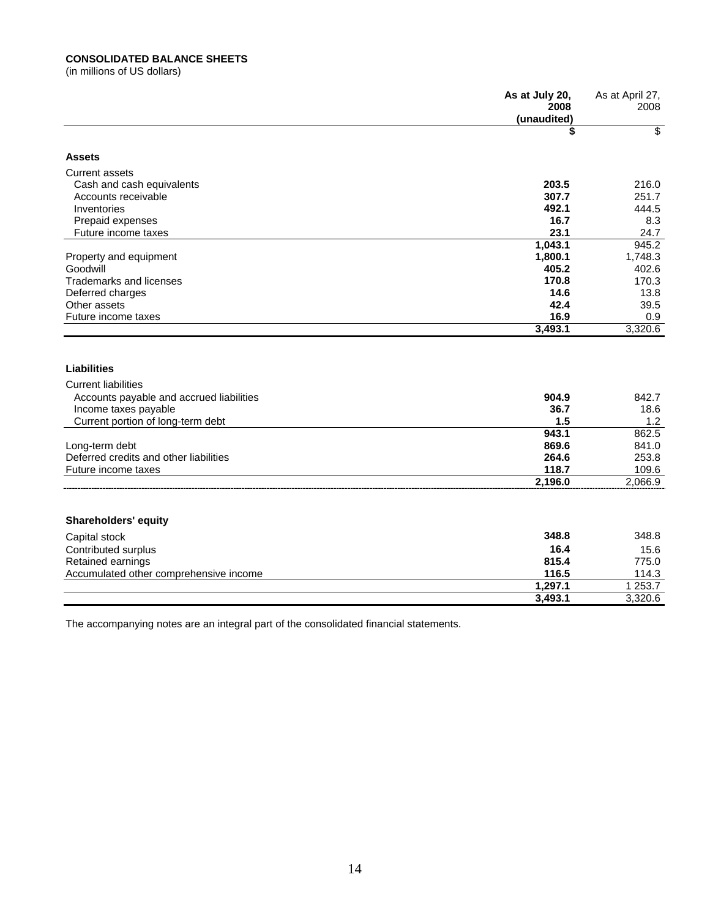**CONSOLIDATED BALANCE SHEETS**
(in millions of US dollars)

| | **As at July 20, 2008 (unaudited)** | As at April 27, 2008 |
|---|---|---|
| | **$** | $ |
| **Assets** | | |
| Current assets | | |
| Cash and cash equivalents | **203.5** | 216.0 |
| Accounts receivable | **307.7** | 251.7 |
| Inventories | **492.1** | 444.5 |
| Prepaid expenses | **16.7** | 8.3 |
| Future income taxes | **23.1** | 24.7 |
| | **1,043.1** | 945.2 |
| Property and equipment | **1,800.1** | 1,748.3 |
| Goodwill | **405.2** | 402.6 |
| Trademarks and licenses | **170.8** | 170.3 |
| Deferred charges | **14.6** | 13.8 |
| Other assets | **42.4** | 39.5 |
| Future income taxes | **16.9** | 0.9 |
| | **3,493.1** | 3,320.6 |
| **Liabilities** | | |
| Current liabilities | | |
| Accounts payable and accrued liabilities | **904.9** | 842.7 |
| Income taxes payable | **36.7** | 18.6 |
| Current portion of long-term debt | **1.5** | 1.2 |
| | **943.1** | 862.5 |
| Long-term debt | **869.6** | 841.0 |
| Deferred credits and other liabilities | **264.6** | 253.8 |
| Future income taxes | **118.7** | 109.6 |
| | **2,196.0** | 2,066.9 |
| **Shareholders' equity** | | |
| Capital stock | **348.8** | 348.8 |
| Contributed surplus | **16.4** | 15.6 |
| Retained earnings | **815.4** | 775.0 |
| Accumulated other comprehensive income | **116.5** | 114.3 |
| | **1,297.1** | 1 253.7 |
| | **3,493.1** | 3,320.6 |

The accompanying notes are an integral part of the consolidated financial statements.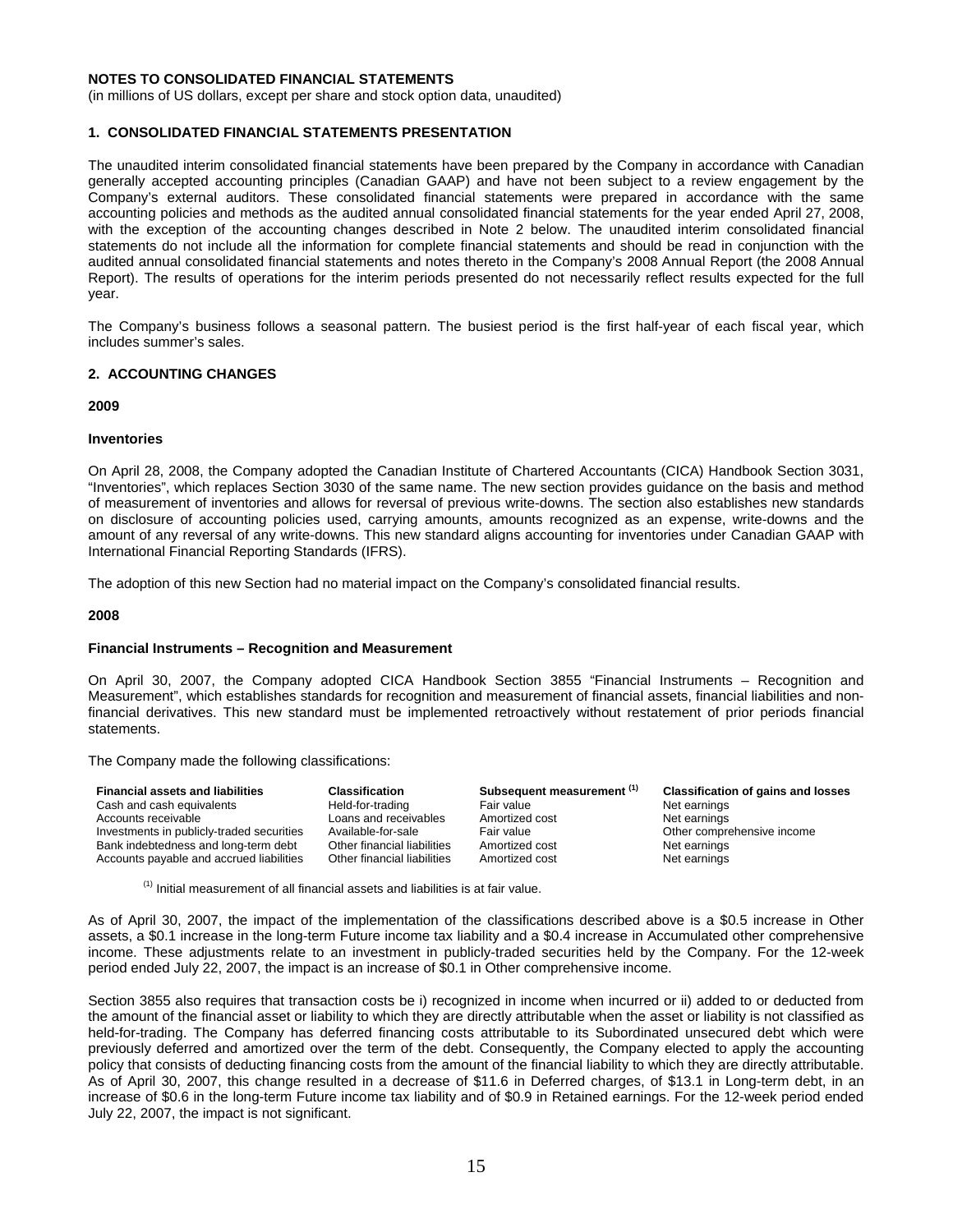# NOTES TO CONSOLIDATED FINANCIAL STATEMENTS

(in millions of US dollars, except per share and stock option data, unaudited)

## 1. CONSOLIDATED FINANCIAL STATEMENTS PRESENTATION

The unaudited interim consolidated financial statements have been prepared by the Company in accordance with Canadian generally accepted accounting principles (Canadian GAAP) and have not been subject to a review engagement by the Company's external auditors. These consolidated financial statements were prepared in accordance with the same accounting policies and methods as the audited annual consolidated financial statements for the year ended April 27, 2008, with the exception of the accounting changes described in Note 2 below. The unaudited interim consolidated financial statements do not include all the information for complete financial statements and should be read in conjunction with the audited annual consolidated financial statements and notes thereto in the Company's 2008 Annual Report (the 2008 Annual Report). The results of operations for the interim periods presented do not necessarily reflect results expected for the full year.

The Company's business follows a seasonal pattern. The busiest period is the first half-year of each fiscal year, which includes summer's sales.

## 2. ACCOUNTING CHANGES

### 2009

#### Inventories

On April 28, 2008, the Company adopted the Canadian Institute of Chartered Accountants (CICA) Handbook Section 3031, "Inventories", which replaces Section 3030 of the same name. The new section provides guidance on the basis and method of measurement of inventories and allows for reversal of previous write-downs. The section also establishes new standards on disclosure of accounting policies used, carrying amounts, amounts recognized as an expense, write-downs and the amount of any reversal of any write-downs. This new standard aligns accounting for inventories under Canadian GAAP with International Financial Reporting Standards (IFRS).

The adoption of this new Section had no material impact on the Company's consolidated financial results.

### 2008

#### Financial Instruments – Recognition and Measurement

On April 30, 2007, the Company adopted CICA Handbook Section 3855 "Financial Instruments – Recognition and Measurement", which establishes standards for recognition and measurement of financial assets, financial liabilities and non-financial derivatives. This new standard must be implemented retroactively without restatement of prior periods financial statements.

The Company made the following classifications:

| Financial assets and liabilities | Classification | Subsequent measurement [1] | Classification of gains and losses |
|---|---|---|---|
| Cash and cash equivalents | Held-for-trading | Fair value | Net earnings |
| Accounts receivable | Loans and receivables | Amortized cost | Net earnings |
| Investments in publicly-traded securities | Available-for-sale | Fair value | Other comprehensive income |
| Bank indebtedness and long-term debt | Other financial liabilities | Amortized cost | Net earnings |
| Accounts payable and accrued liabilities | Other financial liabilities | Amortized cost | Net earnings |

[1] Initial measurement of all financial assets and liabilities is at fair value.

As of April 30, 2007, the impact of the implementation of the classifications described above is a \$0.5 increase in Other assets, a \$0.1 increase in the long-term Future income tax liability and a \$0.4 increase in Accumulated other comprehensive income. These adjustments relate to an investment in publicly-traded securities held by the Company. For the 12-week period ended July 22, 2007, the impact is an increase of \$0.1 in Other comprehensive income.

Section 3855 also requires that transaction costs be i) recognized in income when incurred or ii) added to or deducted from the amount of the financial asset or liability to which they are directly attributable when the asset or liability is not classified as held-for-trading. The Company has deferred financing costs attributable to its Subordinated unsecured debt which were previously deferred and amortized over the term of the debt. Consequently, the Company elected to apply the accounting policy that consists of deducting financing costs from the amount of the financial liability to which they are directly attributable. As of April 30, 2007, this change resulted in a decrease of \$11.6 in Deferred charges, of \$13.1 in Long-term debt, in an increase of \$0.6 in the long-term Future income tax liability and of \$0.9 in Retained earnings. For the 12-week period ended July 22, 2007, the impact is not significant.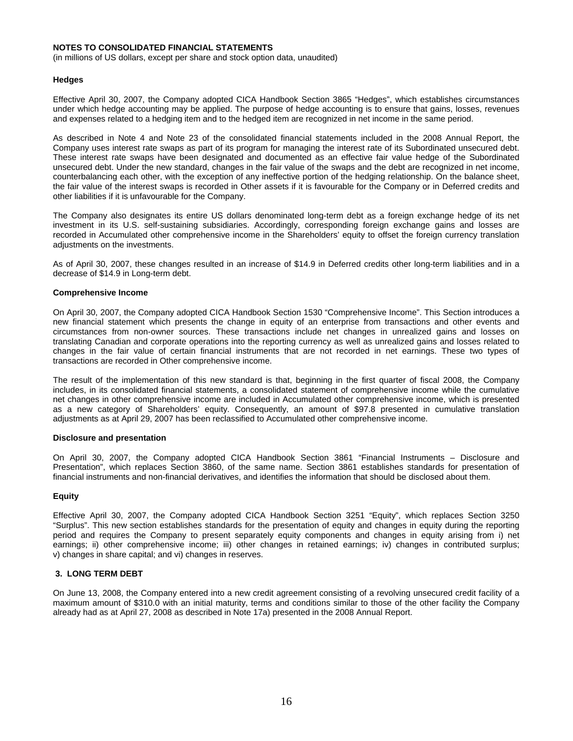**NOTES TO CONSOLIDATED FINANCIAL STATEMENTS**
(in millions of US dollars, except per share and stock option data, unaudited)

**Hedges**

Effective April 30, 2007, the Company adopted CICA Handbook Section 3865 "Hedges", which establishes circumstances under which hedge accounting may be applied. The purpose of hedge accounting is to ensure that gains, losses, revenues and expenses related to a hedging item and to the hedged item are recognized in net income in the same period.

As described in Note 4 and Note 23 of the consolidated financial statements included in the 2008 Annual Report, the Company uses interest rate swaps as part of its program for managing the interest rate of its Subordinated unsecured debt. These interest rate swaps have been designated and documented as an effective fair value hedge of the Subordinated unsecured debt. Under the new standard, changes in the fair value of the swaps and the debt are recognized in net income, counterbalancing each other, with the exception of any ineffective portion of the hedging relationship. On the balance sheet, the fair value of the interest swaps is recorded in Other assets if it is favourable for the Company or in Deferred credits and other liabilities if it is unfavourable for the Company.

The Company also designates its entire US dollars denominated long-term debt as a foreign exchange hedge of its net investment in its U.S. self-sustaining subsidiaries. Accordingly, corresponding foreign exchange gains and losses are recorded in Accumulated other comprehensive income in the Shareholders' equity to offset the foreign currency translation adjustments on the investments.

As of April 30, 2007, these changes resulted in an increase of $14.9 in Deferred credits other long-term liabilities and in a decrease of $14.9 in Long-term debt.

**Comprehensive Income**

On April 30, 2007, the Company adopted CICA Handbook Section 1530 "Comprehensive Income". This Section introduces a new financial statement which presents the change in equity of an enterprise from transactions and other events and circumstances from non-owner sources. These transactions include net changes in unrealized gains and losses on translating Canadian and corporate operations into the reporting currency as well as unrealized gains and losses related to changes in the fair value of certain financial instruments that are not recorded in net earnings. These two types of transactions are recorded in Other comprehensive income.

The result of the implementation of this new standard is that, beginning in the first quarter of fiscal 2008, the Company includes, in its consolidated financial statements, a consolidated statement of comprehensive income while the cumulative net changes in other comprehensive income are included in Accumulated other comprehensive income, which is presented as a new category of Shareholders' equity. Consequently, an amount of $97.8 presented in cumulative translation adjustments as at April 29, 2007 has been reclassified to Accumulated other comprehensive income.

**Disclosure and presentation**

On April 30, 2007, the Company adopted CICA Handbook Section 3861 "Financial Instruments – Disclosure and Presentation", which replaces Section 3860, of the same name. Section 3861 establishes standards for presentation of financial instruments and non-financial derivatives, and identifies the information that should be disclosed about them.

**Equity**

Effective April 30, 2007, the Company adopted CICA Handbook Section 3251 "Equity", which replaces Section 3250 "Surplus". This new section establishes standards for the presentation of equity and changes in equity during the reporting period and requires the Company to present separately equity components and changes in equity arising from i) net earnings; ii) other comprehensive income; iii) other changes in retained earnings; iv) changes in contributed surplus; v) changes in share capital; and vi) changes in reserves.

**3. LONG TERM DEBT**

On June 13, 2008, the Company entered into a new credit agreement consisting of a revolving unsecured credit facility of a maximum amount of $310.0 with an initial maturity, terms and conditions similar to those of the other facility the Company already had as at April 27, 2008 as described in Note 17a) presented in the 2008 Annual Report.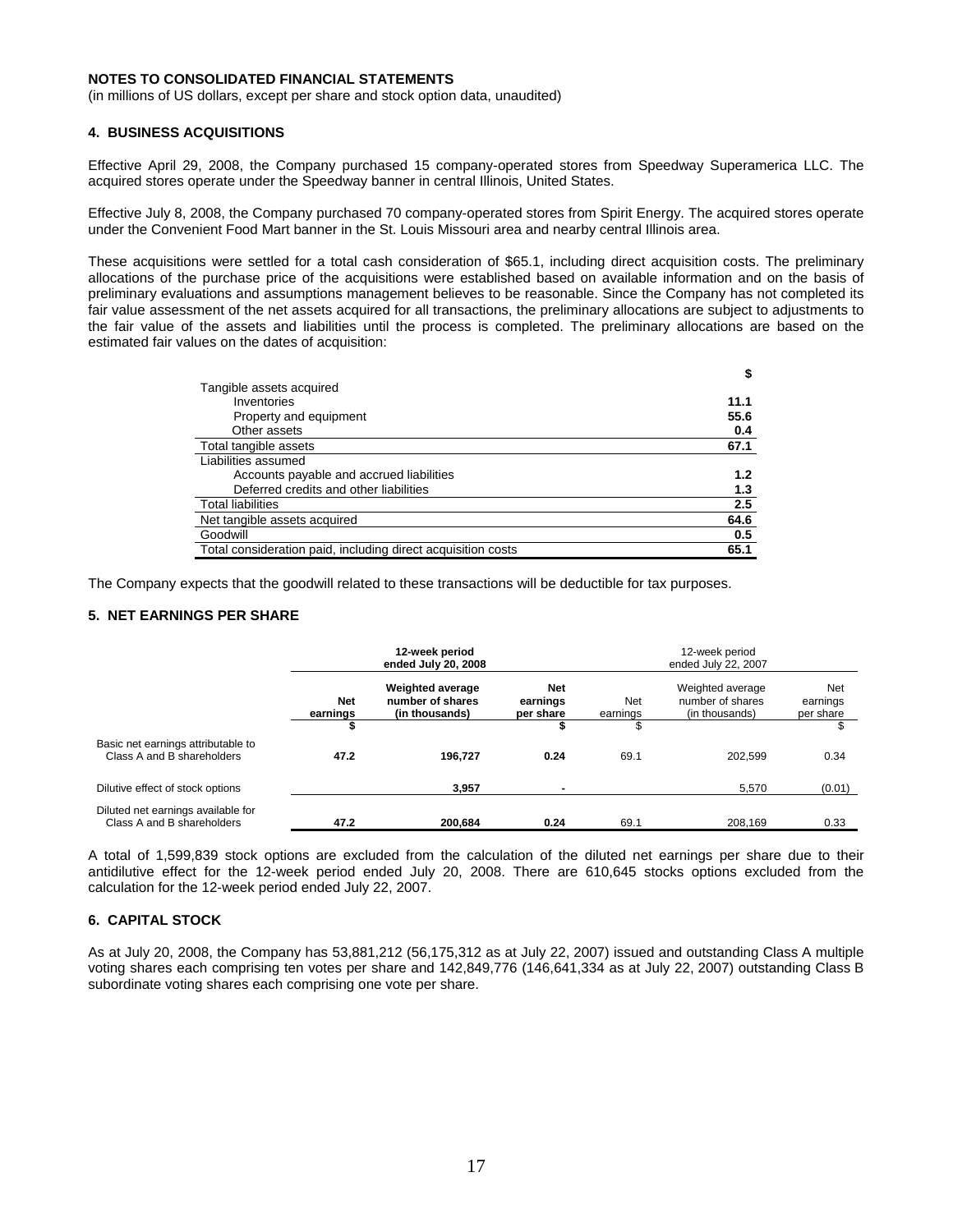**NOTES TO CONSOLIDATED FINANCIAL STATEMENTS**

(in millions of US dollars, except per share and stock option data, unaudited)

### 4. BUSINESS ACQUISITIONS

Effective April 29, 2008, the Company purchased 15 company-operated stores from Speedway Superamerica LLC. The acquired stores operate under the Speedway banner in central Illinois, United States.

Effective July 8, 2008, the Company purchased 70 company-operated stores from Spirit Energy. The acquired stores operate under the Convenient Food Mart banner in the St. Louis Missouri area and nearby central Illinois area.

These acquisitions were settled for a total cash consideration of $65.1, including direct acquisition costs. The preliminary allocations of the purchase price of the acquisitions were established based on available information and on the basis of preliminary evaluations and assumptions management believes to be reasonable. Since the Company has not completed its fair value assessment of the net assets acquired for all transactions, the preliminary allocations are subject to adjustments to the fair value of the assets and liabilities until the process is completed. The preliminary allocations are based on the estimated fair values on the dates of acquisition:

| | $ |
|---|---|
| Tangible assets acquired | |
| Inventories | 11.1 |
| Property and equipment | 55.6 |
| Other assets | 0.4 |
| Total tangible assets | 67.1 |
| Liabilities assumed | |
| Accounts payable and accrued liabilities | 1.2 |
| Deferred credits and other liabilities | 1.3 |
| Total liabilities | 2.5 |
| Net tangible assets acquired | 64.6 |
| Goodwill | 0.5 |
| Total consideration paid, including direct acquisition costs | 65.1 |

The Company expects that the goodwill related to these transactions will be deductible for tax purposes.

### 5. NET EARNINGS PER SHARE

| | 12-week period ended July 20, 2008 | | | 12-week period ended July 22, 2007 | | |
|---|---|---|---|---|---|---|
| | Net earnings | Weighted average number of shares (in thousands) | Net earnings per share | Net earnings | Weighted average number of shares (in thousands) | Net earnings per share |
| | $ | | $ | $ | | $ |
| Basic net earnings attributable to Class A and B shareholders | 47.2 | 196,727 | 0.24 | 69.1 | 202,599 | 0.34 |
| Dilutive effect of stock options | | 3,957 | - | | 5,570 | (0.01) |
| Diluted net earnings available for Class A and B shareholders | 47.2 | 200,684 | 0.24 | 69.1 | 208,169 | 0.33 |

A total of 1,599,839 stock options are excluded from the calculation of the diluted net earnings per share due to their antidilutive effect for the 12-week period ended July 20, 2008. There are 610,645 stocks options excluded from the calculation for the 12-week period ended July 22, 2007.

### 6. CAPITAL STOCK

As at July 20, 2008, the Company has 53,881,212 (56,175,312 as at July 22, 2007) issued and outstanding Class A multiple voting shares each comprising ten votes per share and 142,849,776 (146,641,334 as at July 22, 2007) outstanding Class B subordinate voting shares each comprising one vote per share.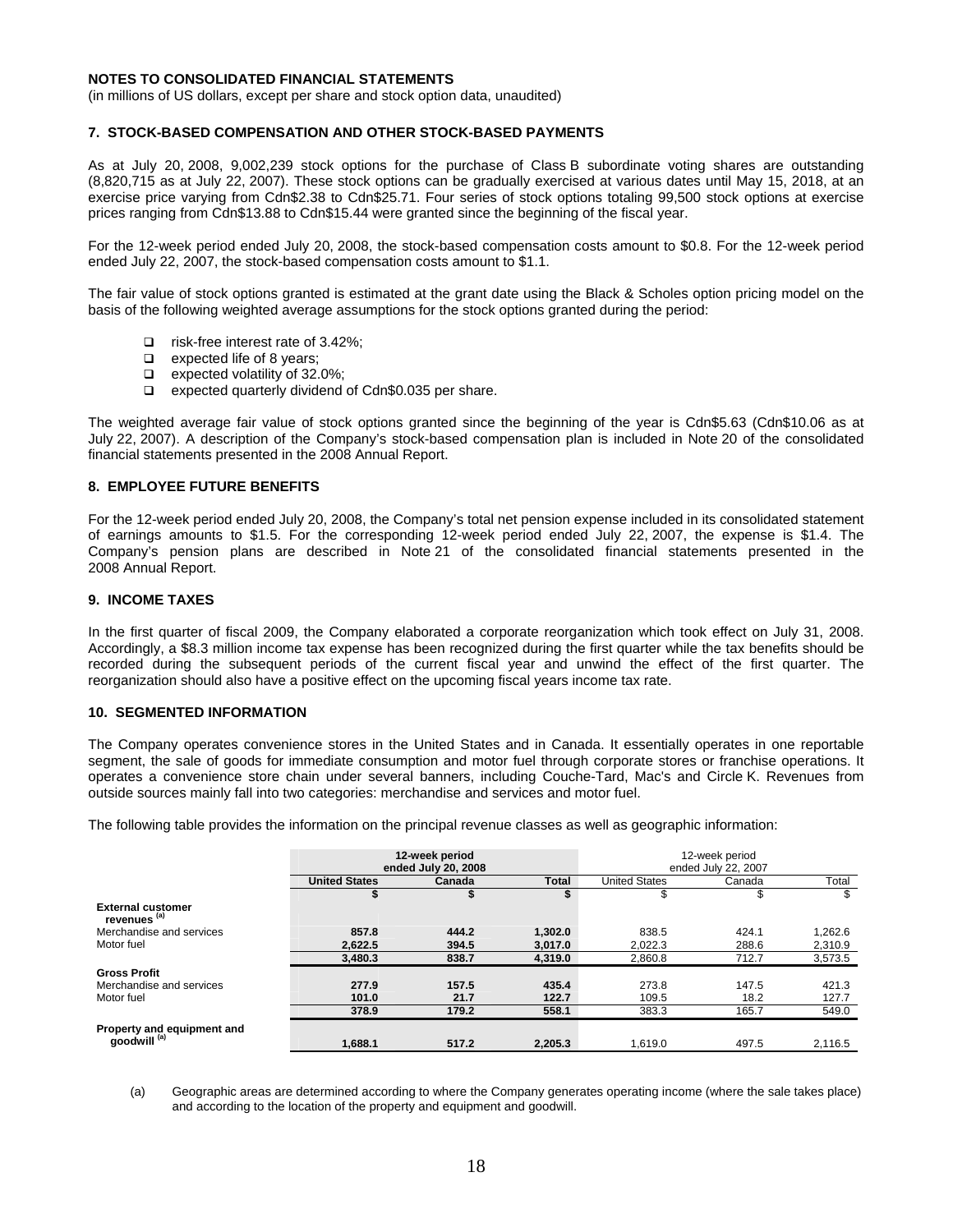**NOTES TO CONSOLIDATED FINANCIAL STATEMENTS**
(in millions of US dollars, except per share and stock option data, unaudited)

## 7. STOCK-BASED COMPENSATION AND OTHER STOCK-BASED PAYMENTS

As at July 20, 2008, 9,002,239 stock options for the purchase of Class B subordinate voting shares are outstanding (8,820,715 as at July 22, 2007). These stock options can be gradually exercised at various dates until May 15, 2018, at an exercise price varying from Cdn$2.38 to Cdn$25.71. Four series of stock options totaling 99,500 stock options at exercise prices ranging from Cdn$13.88 to Cdn$15.44 were granted since the beginning of the fiscal year.

For the 12-week period ended July 20, 2008, the stock-based compensation costs amount to $0.8. For the 12-week period ended July 22, 2007, the stock-based compensation costs amount to $1.1.

The fair value of stock options granted is estimated at the grant date using the Black & Scholes option pricing model on the basis of the following weighted average assumptions for the stock options granted during the period:

- risk-free interest rate of 3.42%;
- expected life of 8 years;
- expected volatility of 32.0%;
- expected quarterly dividend of Cdn$0.035 per share.

The weighted average fair value of stock options granted since the beginning of the year is Cdn$5.63 (Cdn$10.06 as at July 22, 2007). A description of the Company's stock-based compensation plan is included in Note 20 of the consolidated financial statements presented in the 2008 Annual Report.

## 8. EMPLOYEE FUTURE BENEFITS

For the 12-week period ended July 20, 2008, the Company's total net pension expense included in its consolidated statement of earnings amounts to $1.5. For the corresponding 12-week period ended July 22, 2007, the expense is $1.4. The Company's pension plans are described in Note 21 of the consolidated financial statements presented in the 2008 Annual Report.

## 9. INCOME TAXES

In the first quarter of fiscal 2009, the Company elaborated a corporate reorganization which took effect on July 31, 2008. Accordingly, a $8.3 million income tax expense has been recognized during the first quarter while the tax benefits should be recorded during the subsequent periods of the current fiscal year and unwind the effect of the first quarter. The reorganization should also have a positive effect on the upcoming fiscal years income tax rate.

## 10. SEGMENTED INFORMATION

The Company operates convenience stores in the United States and in Canada. It essentially operates in one reportable segment, the sale of goods for immediate consumption and motor fuel through corporate stores or franchise operations. It operates a convenience store chain under several banners, including Couche-Tard, Mac's and Circle K. Revenues from outside sources mainly fall into two categories: merchandise and services and motor fuel.

The following table provides the information on the principal revenue classes as well as geographic information:

| | **12-week period ended July 20, 2008** | | | 12-week period ended July 22, 2007 | | |
|---|---|---|---|---|---|---|
| | **United States** | **Canada** | **Total** | United States | Canada | Total |
| | **$** | **$** | **$** | $ | $ | $ |
| **External customer revenues [(a)]** | | | | | | |
| Merchandise and services | **857.8** | **444.2** | **1,302.0** | 838.5 | 424.1 | 1,262.6 |
| Motor fuel | **2,622.5** | **394.5** | **3,017.0** | 2,022.3 | 288.6 | 2,310.9 |
| | **3,480.3** | **838.7** | **4,319.0** | 2,860.8 | 712.7 | 3,573.5 |
| **Gross Profit** | | | | | | |
| Merchandise and services | **277.9** | **157.5** | **435.4** | 273.8 | 147.5 | 421.3 |
| Motor fuel | **101.0** | **21.7** | **122.7** | 109.5 | 18.2 | 127.7 |
| | **378.9** | **179.2** | **558.1** | 383.3 | 165.7 | 549.0 |
| **Property and equipment and goodwill [(a)]** | **1,688.1** | **517.2** | **2,205.3** | 1,619.0 | 497.5 | 2,116.5 |

(a) Geographic areas are determined according to where the Company generates operating income (where the sale takes place) and according to the location of the property and equipment and goodwill.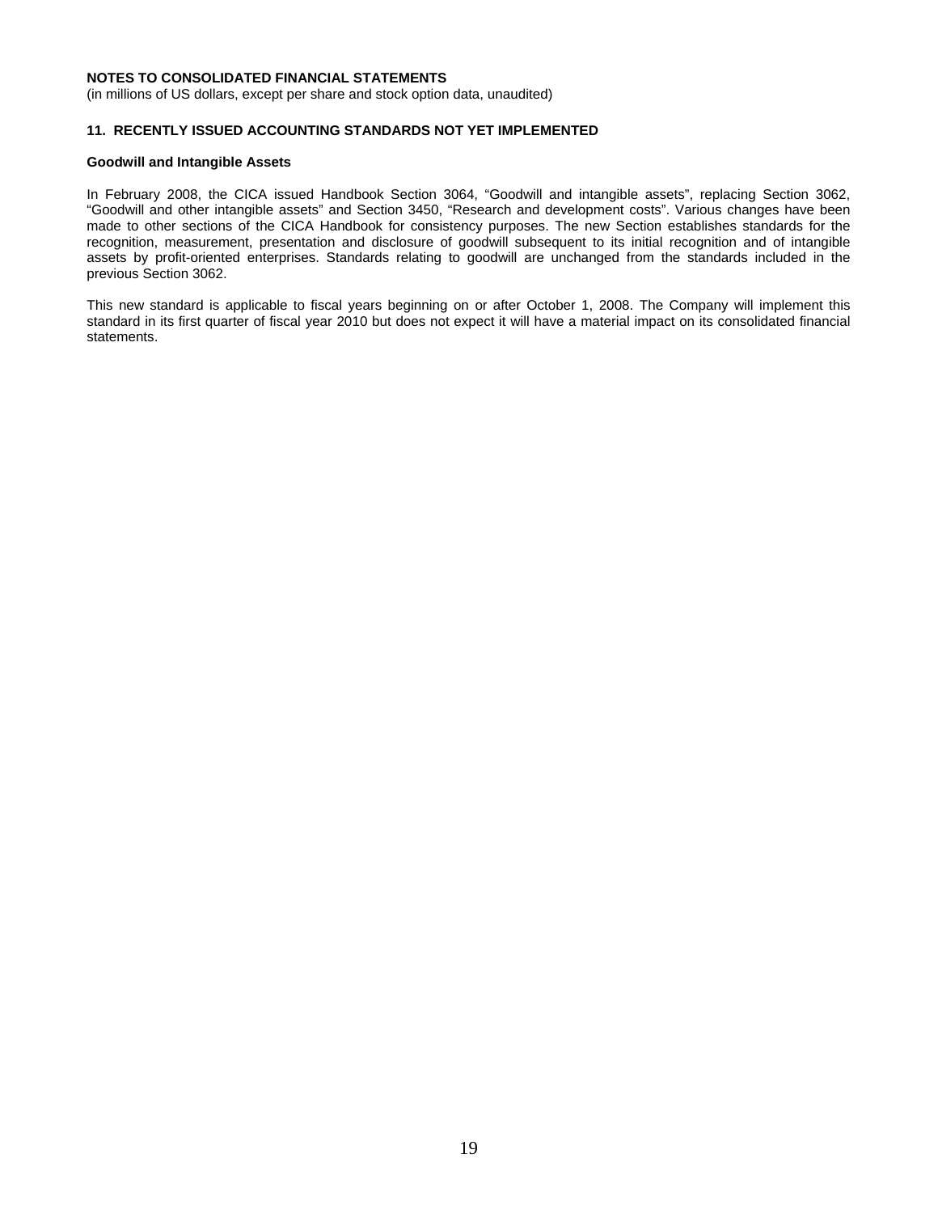**NOTES TO CONSOLIDATED FINANCIAL STATEMENTS**

(in millions of US dollars, except per share and stock option data, unaudited)

## 11. RECENTLY ISSUED ACCOUNTING STANDARDS NOT YET IMPLEMENTED

### Goodwill and Intangible Assets

In February 2008, the CICA issued Handbook Section 3064, "Goodwill and intangible assets", replacing Section 3062, "Goodwill and other intangible assets" and Section 3450, "Research and development costs". Various changes have been made to other sections of the CICA Handbook for consistency purposes. The new Section establishes standards for the recognition, measurement, presentation and disclosure of goodwill subsequent to its initial recognition and of intangible assets by profit-oriented enterprises. Standards relating to goodwill are unchanged from the standards included in the previous Section 3062.

This new standard is applicable to fiscal years beginning on or after October 1, 2008. The Company will implement this standard in its first quarter of fiscal year 2010 but does not expect it will have a material impact on its consolidated financial statements.